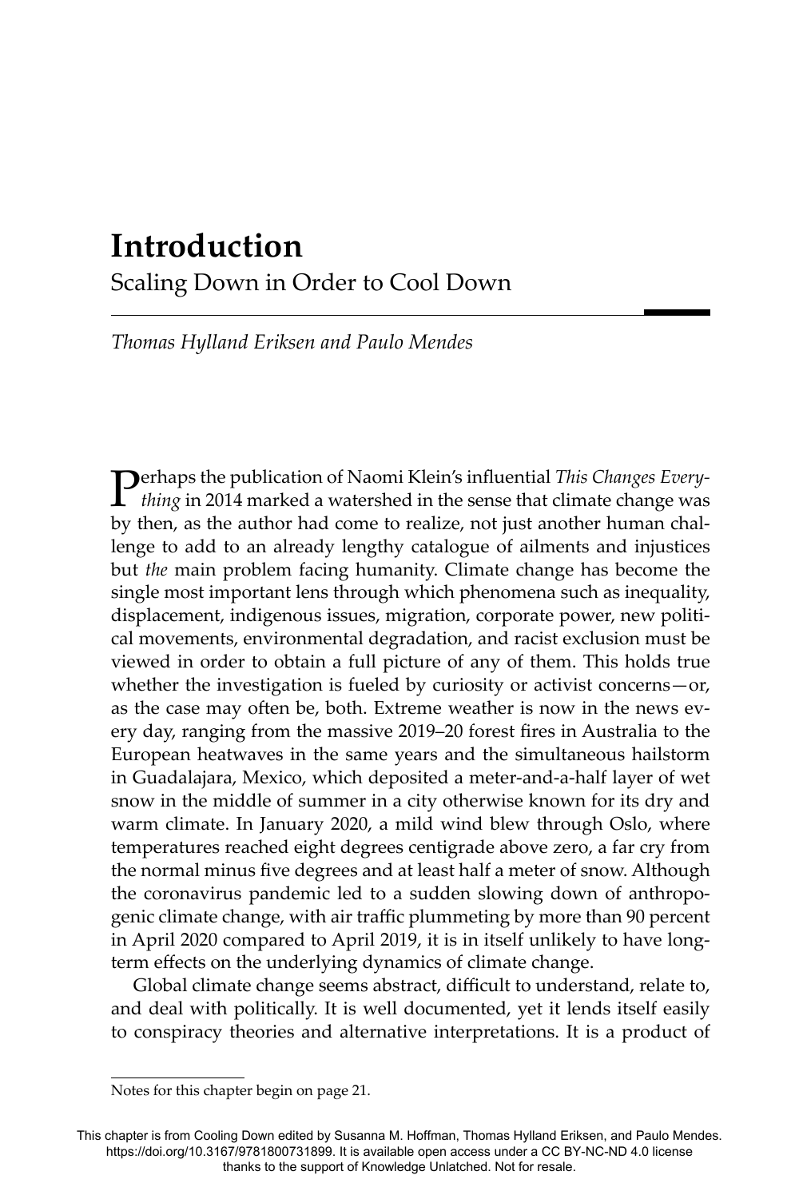# Introduction

## Scaling Down in Order to Cool Down

*Thomas Hylland Eriksen and Paulo Mendes*

Perhaps the publication of Naomi Klein's influential *This Changes Everything* in 2014 marked a watershed in the sense that climate change was by then, as the author had come to realize, not just another human challenge to add to an already lengthy catalogue of ailments and injustices but *the* main problem facing humanity. Climate change has become the single most important lens through which phenomena such as inequality, displacement, indigenous issues, migration, corporate power, new political movements, environmental degradation, and racist exclusion must be viewed in order to obtain a full picture of any of them. This holds true whether the investigation is fueled by curiosity or activist concerns—or, as the case may often be, both. Extreme weather is now in the news every day, ranging from the massive 2019–20 forest fires in Australia to the European heatwaves in the same years and the simultaneous hailstorm in Guadalajara, Mexico, which deposited a meter-and-a-half layer of wet snow in the middle of summer in a city otherwise known for its dry and warm climate. In January 2020, a mild wind blew through Oslo, where temperatures reached eight degrees centigrade above zero, a far cry from the normal minus five degrees and at least half a meter of snow. Although the coronavirus pandemic led to a sudden slowing down of anthropogenic climate change, with air traffic plummeting by more than 90 percent in April 2020 compared to April 2019, it is in itself unlikely to have long-term effects on the underlying dynamics of climate change.

Global climate change seems abstract, difficult to understand, relate to, and deal with politically. It is well documented, yet it lends itself easily to conspiracy theories and alternative interpretations. It is a product of

Notes for this chapter begin on page 21.

This chapter is from Cooling Down edited by Susanna M. Hoffman, Thomas Hylland Eriksen, and Paulo Mendes. https://doi.org/10.3167/9781800731899. It is available open access under a CC BY-NC-ND 4.0 license thanks to the support of Knowledge Unlatched. Not for resale.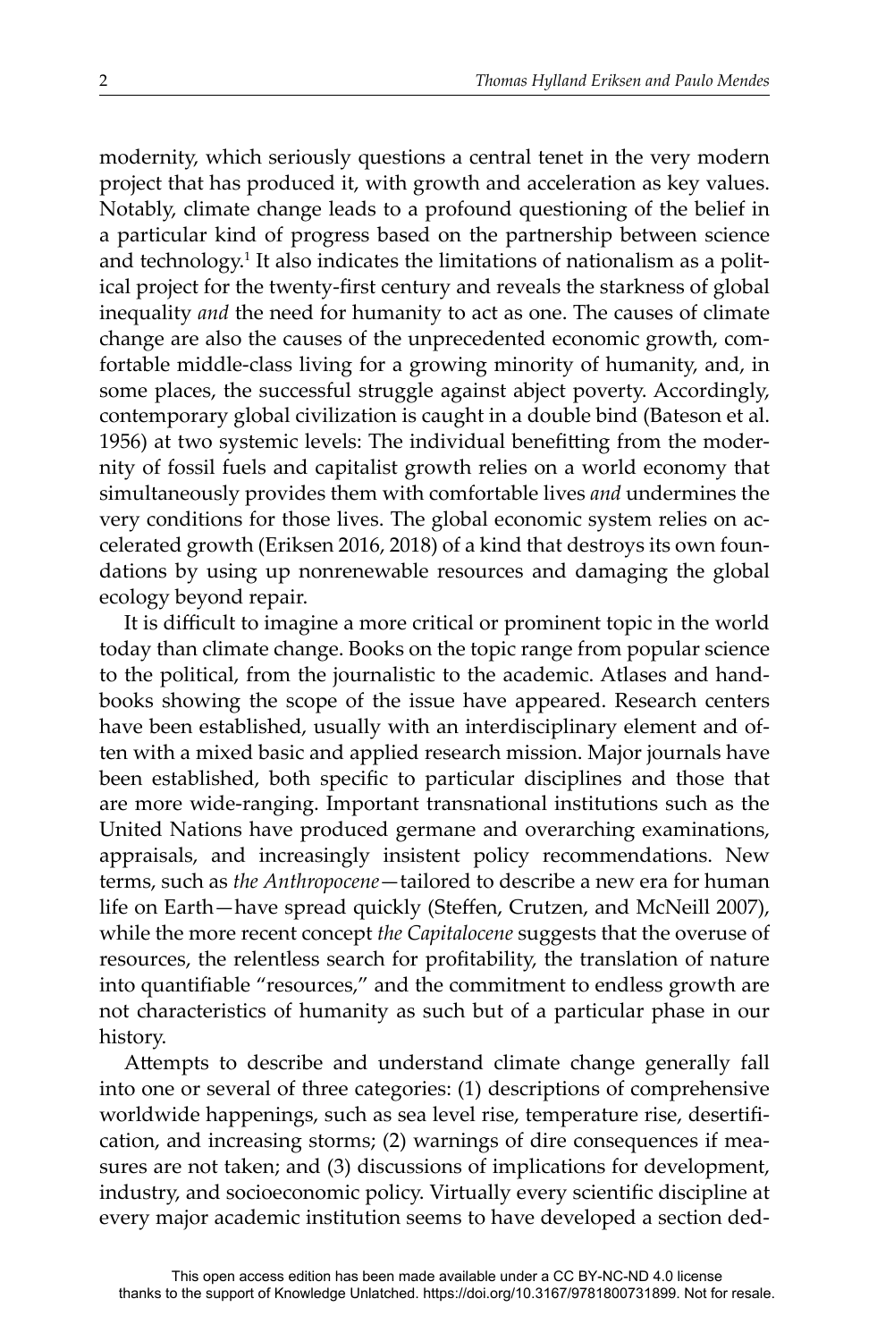modernity, which seriously questions a central tenet in the very modern project that has produced it, with growth and acceleration as key values. Notably, climate change leads to a profound questioning of the belief in a particular kind of progress based on the partnership between science and technology.[1] It also indicates the limitations of nationalism as a political project for the twenty-first century and reveals the starkness of global inequality *and* the need for humanity to act as one. The causes of climate change are also the causes of the unprecedented economic growth, comfortable middle-class living for a growing minority of humanity, and, in some places, the successful struggle against abject poverty. Accordingly, contemporary global civilization is caught in a double bind (Bateson et al. 1956) at two systemic levels: The individual benefitting from the modernity of fossil fuels and capitalist growth relies on a world economy that simultaneously provides them with comfortable lives *and* undermines the very conditions for those lives. The global economic system relies on accelerated growth (Eriksen 2016, 2018) of a kind that destroys its own foundations by using up nonrenewable resources and damaging the global ecology beyond repair.

It is difficult to imagine a more critical or prominent topic in the world today than climate change. Books on the topic range from popular science to the political, from the journalistic to the academic. Atlases and handbooks showing the scope of the issue have appeared. Research centers have been established, usually with an interdisciplinary element and often with a mixed basic and applied research mission. Major journals have been established, both specific to particular disciplines and those that are more wide-ranging. Important transnational institutions such as the United Nations have produced germane and overarching examinations, appraisals, and increasingly insistent policy recommendations. New terms, such as *the Anthropocene*—tailored to describe a new era for human life on Earth—have spread quickly (Steffen, Crutzen, and McNeill 2007), while the more recent concept *the Capitalocene* suggests that the overuse of resources, the relentless search for profitability, the translation of nature into quantifiable "resources," and the commitment to endless growth are not characteristics of humanity as such but of a particular phase in our history.

Attempts to describe and understand climate change generally fall into one or several of three categories: (1) descriptions of comprehensive worldwide happenings, such as sea level rise, temperature rise, desertification, and increasing storms; (2) warnings of dire consequences if measures are not taken; and (3) discussions of implications for development, industry, and socioeconomic policy. Virtually every scientific discipline at every major academic institution seems to have developed a section ded-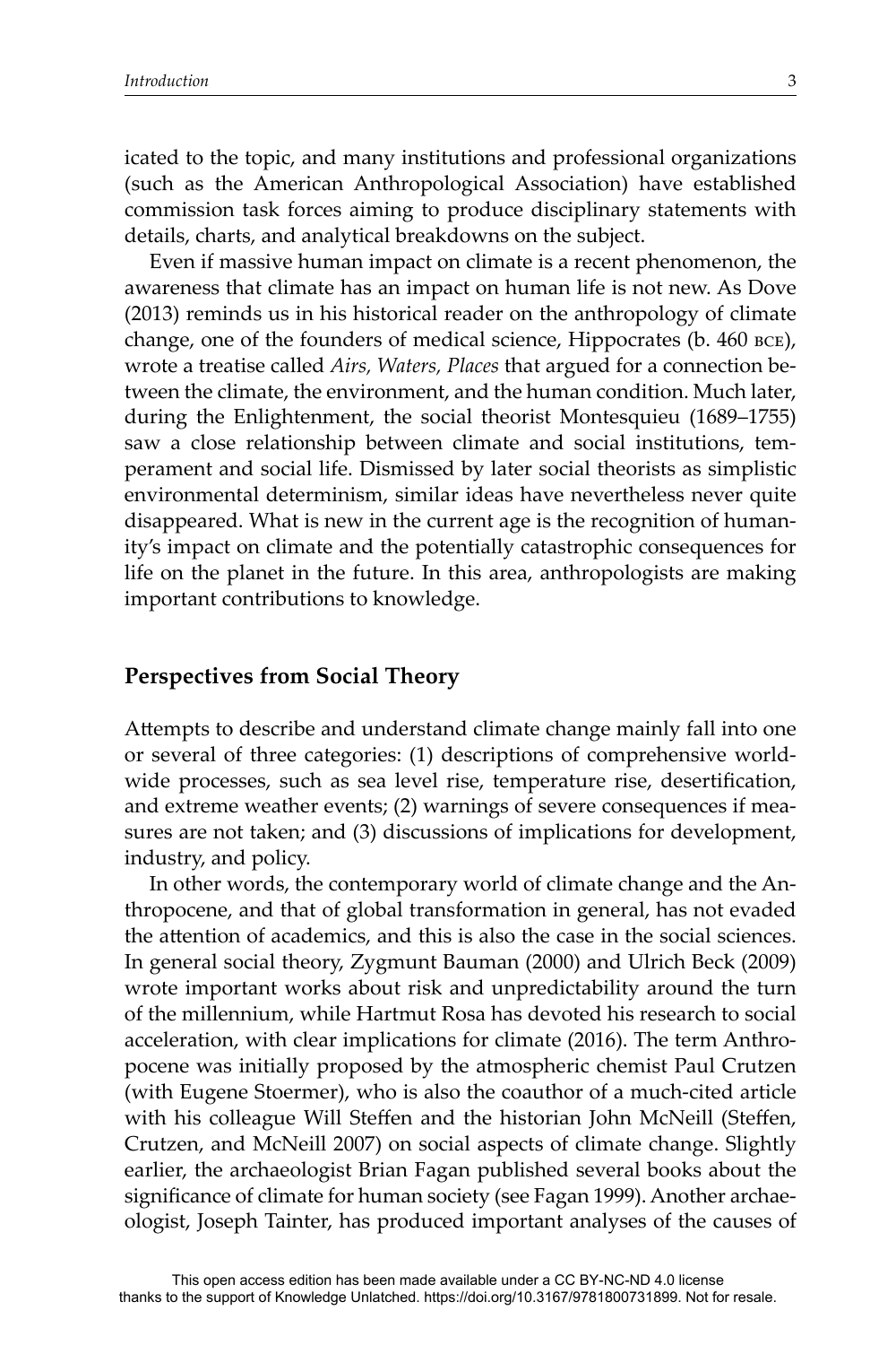icated to the topic, and many institutions and professional organizations (such as the American Anthropological Association) have established commission task forces aiming to produce disciplinary statements with details, charts, and analytical breakdowns on the subject.

Even if massive human impact on climate is a recent phenomenon, the awareness that climate has an impact on human life is not new. As Dove (2013) reminds us in his historical reader on the anthropology of climate change, one of the founders of medical science, Hippocrates (b. 460 BCE), wrote a treatise called *Airs, Waters, Places* that argued for a connection between the climate, the environment, and the human condition. Much later, during the Enlightenment, the social theorist Montesquieu (1689–1755) saw a close relationship between climate and social institutions, temperament and social life. Dismissed by later social theorists as simplistic environmental determinism, similar ideas have nevertheless never quite disappeared. What is new in the current age is the recognition of humanity's impact on climate and the potentially catastrophic consequences for life on the planet in the future. In this area, anthropologists are making important contributions to knowledge.

## Perspectives from Social Theory

Attempts to describe and understand climate change mainly fall into one or several of three categories: (1) descriptions of comprehensive worldwide processes, such as sea level rise, temperature rise, desertification, and extreme weather events; (2) warnings of severe consequences if measures are not taken; and (3) discussions of implications for development, industry, and policy.

In other words, the contemporary world of climate change and the Anthropocene, and that of global transformation in general, has not evaded the attention of academics, and this is also the case in the social sciences. In general social theory, Zygmunt Bauman (2000) and Ulrich Beck (2009) wrote important works about risk and unpredictability around the turn of the millennium, while Hartmut Rosa has devoted his research to social acceleration, with clear implications for climate (2016). The term Anthropocene was initially proposed by the atmospheric chemist Paul Crutzen (with Eugene Stoermer), who is also the coauthor of a much-cited article with his colleague Will Steffen and the historian John McNeill (Steffen, Crutzen, and McNeill 2007) on social aspects of climate change. Slightly earlier, the archaeologist Brian Fagan published several books about the significance of climate for human society (see Fagan 1999). Another archaeologist, Joseph Tainter, has produced important analyses of the causes of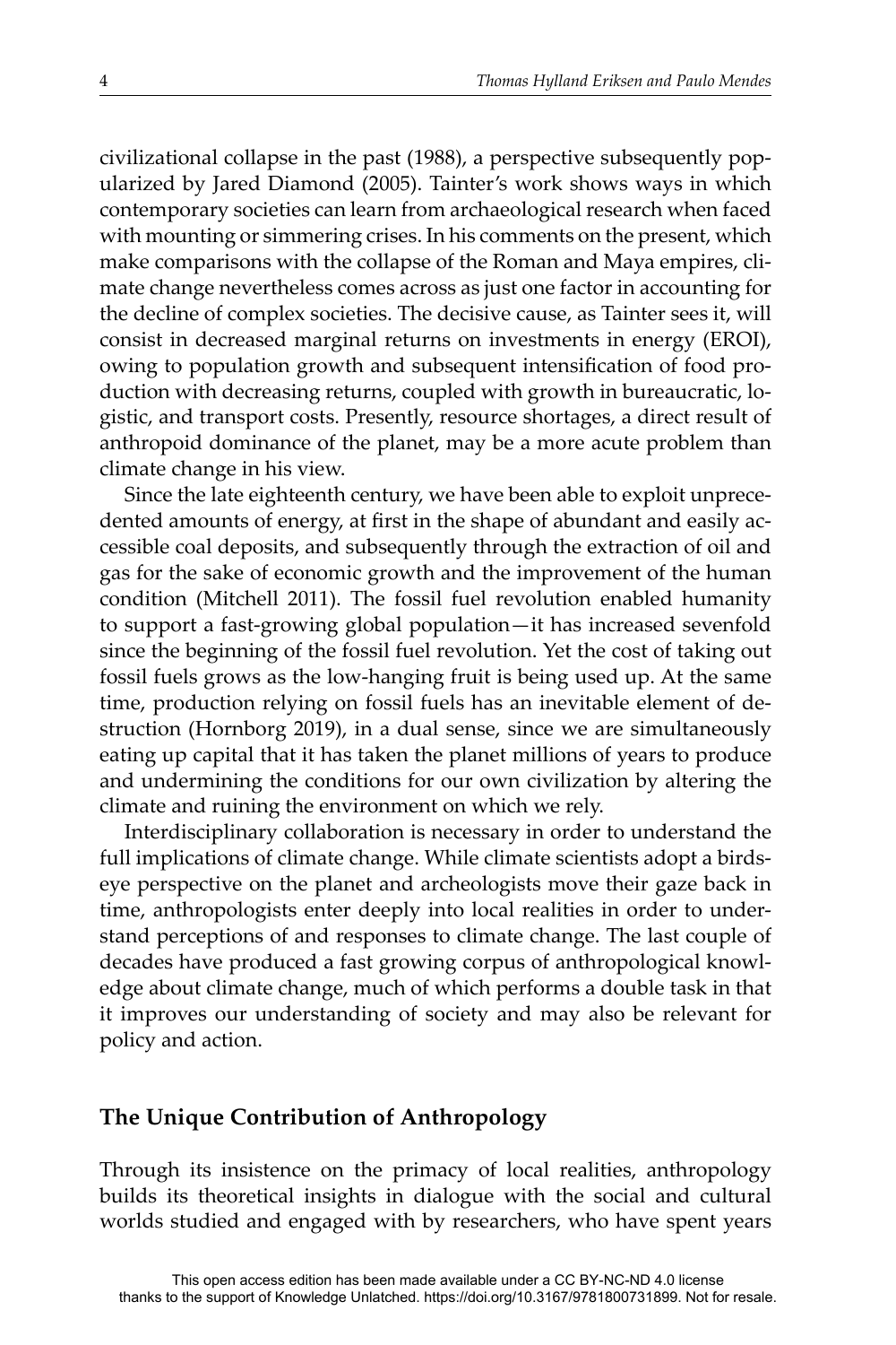civilizational collapse in the past (1988), a perspective subsequently popularized by Jared Diamond (2005). Tainter's work shows ways in which contemporary societies can learn from archaeological research when faced with mounting or simmering crises. In his comments on the present, which make comparisons with the collapse of the Roman and Maya empires, climate change nevertheless comes across as just one factor in accounting for the decline of complex societies. The decisive cause, as Tainter sees it, will consist in decreased marginal returns on investments in energy (EROI), owing to population growth and subsequent intensification of food production with decreasing returns, coupled with growth in bureaucratic, logistic, and transport costs. Presently, resource shortages, a direct result of anthropoid dominance of the planet, may be a more acute problem than climate change in his view.

Since the late eighteenth century, we have been able to exploit unprecedented amounts of energy, at first in the shape of abundant and easily accessible coal deposits, and subsequently through the extraction of oil and gas for the sake of economic growth and the improvement of the human condition (Mitchell 2011). The fossil fuel revolution enabled humanity to support a fast-growing global population—it has increased sevenfold since the beginning of the fossil fuel revolution. Yet the cost of taking out fossil fuels grows as the low-hanging fruit is being used up. At the same time, production relying on fossil fuels has an inevitable element of destruction (Hornborg 2019), in a dual sense, since we are simultaneously eating up capital that it has taken the planet millions of years to produce and undermining the conditions for our own civilization by altering the climate and ruining the environment on which we rely.

Interdisciplinary collaboration is necessary in order to understand the full implications of climate change. While climate scientists adopt a birdseye perspective on the planet and archeologists move their gaze back in time, anthropologists enter deeply into local realities in order to understand perceptions of and responses to climate change. The last couple of decades have produced a fast growing corpus of anthropological knowledge about climate change, much of which performs a double task in that it improves our understanding of society and may also be relevant for policy and action.

## The Unique Contribution of Anthropology

Through its insistence on the primacy of local realities, anthropology builds its theoretical insights in dialogue with the social and cultural worlds studied and engaged with by researchers, who have spent years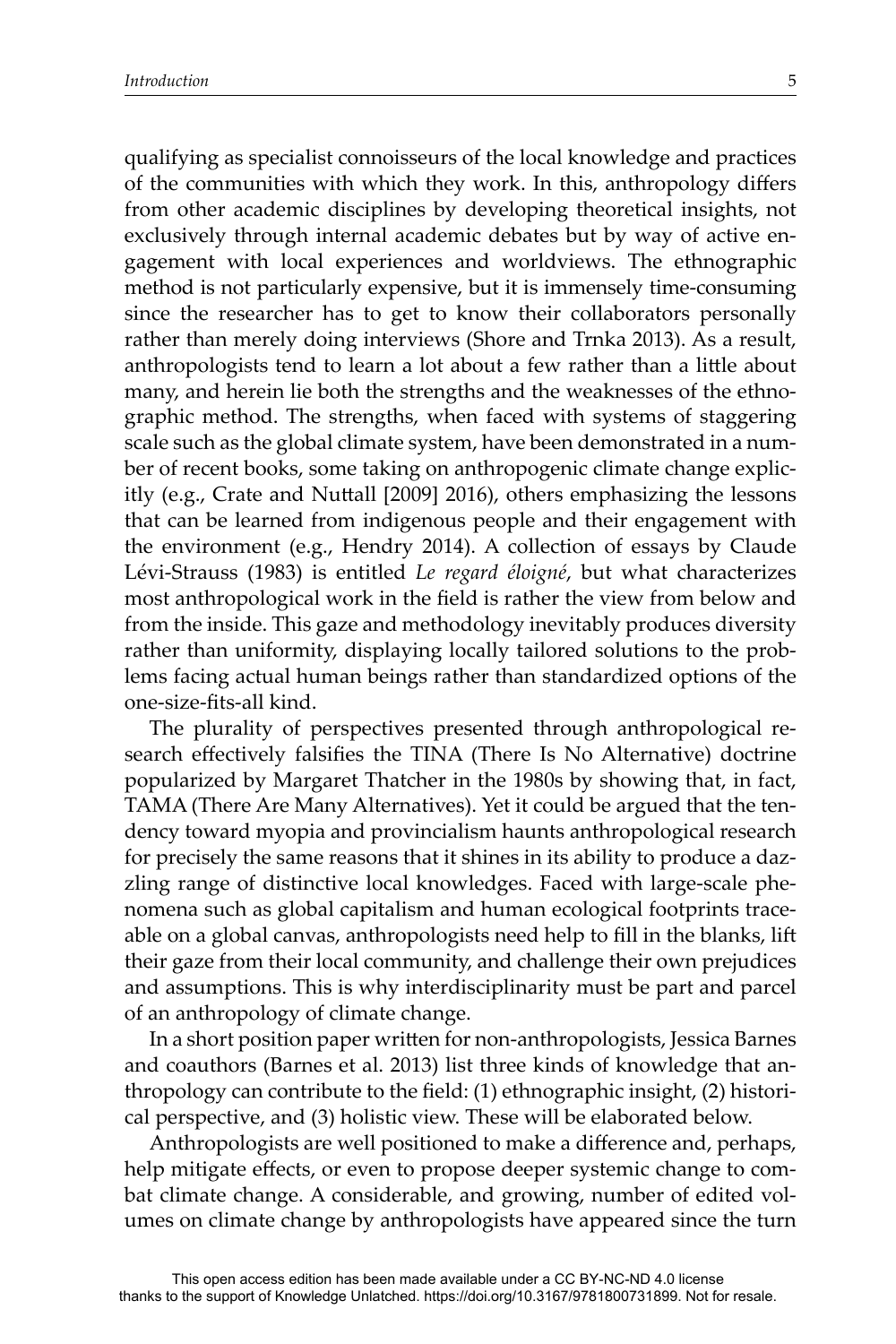qualifying as specialist connoisseurs of the local knowledge and practices of the communities with which they work. In this, anthropology differs from other academic disciplines by developing theoretical insights, not exclusively through internal academic debates but by way of active engagement with local experiences and worldviews. The ethnographic method is not particularly expensive, but it is immensely time-consuming since the researcher has to get to know their collaborators personally rather than merely doing interviews (Shore and Trnka 2013). As a result, anthropologists tend to learn a lot about a few rather than a little about many, and herein lie both the strengths and the weaknesses of the ethnographic method. The strengths, when faced with systems of staggering scale such as the global climate system, have been demonstrated in a number of recent books, some taking on anthropogenic climate change explicitly (e.g., Crate and Nuttall [2009] 2016), others emphasizing the lessons that can be learned from indigenous people and their engagement with the environment (e.g., Hendry 2014). A collection of essays by Claude Lévi-Strauss (1983) is entitled *Le regard éloigné*, but what characterizes most anthropological work in the field is rather the view from below and from the inside. This gaze and methodology inevitably produces diversity rather than uniformity, displaying locally tailored solutions to the problems facing actual human beings rather than standardized options of the one-size-fits-all kind.

The plurality of perspectives presented through anthropological research effectively falsifies the TINA (There Is No Alternative) doctrine popularized by Margaret Thatcher in the 1980s by showing that, in fact, TAMA (There Are Many Alternatives). Yet it could be argued that the tendency toward myopia and provincialism haunts anthropological research for precisely the same reasons that it shines in its ability to produce a dazzling range of distinctive local knowledges. Faced with large-scale phenomena such as global capitalism and human ecological footprints traceable on a global canvas, anthropologists need help to fill in the blanks, lift their gaze from their local community, and challenge their own prejudices and assumptions. This is why interdisciplinarity must be part and parcel of an anthropology of climate change.

In a short position paper written for non-anthropologists, Jessica Barnes and coauthors (Barnes et al. 2013) list three kinds of knowledge that anthropology can contribute to the field: (1) ethnographic insight, (2) historical perspective, and (3) holistic view. These will be elaborated below.

Anthropologists are well positioned to make a difference and, perhaps, help mitigate effects, or even to propose deeper systemic change to combat climate change. A considerable, and growing, number of edited volumes on climate change by anthropologists have appeared since the turn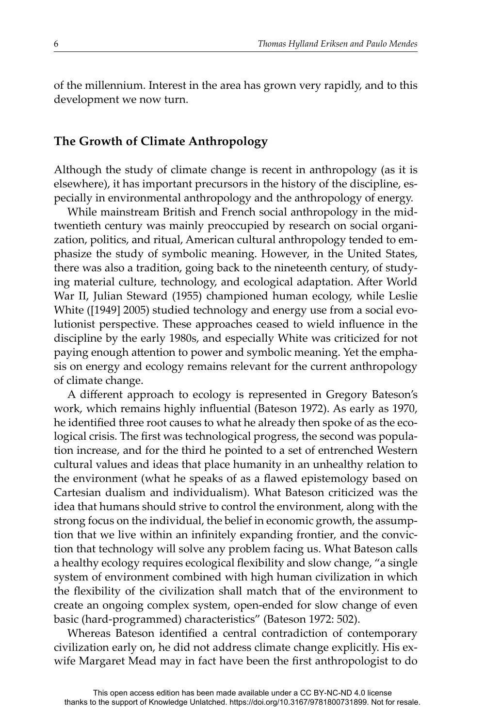of the millennium. Interest in the area has grown very rapidly, and to this development we now turn.

## The Growth of Climate Anthropology

Although the study of climate change is recent in anthropology (as it is elsewhere), it has important precursors in the history of the discipline, especially in environmental anthropology and the anthropology of energy.

While mainstream British and French social anthropology in the mid-twentieth century was mainly preoccupied by research on social organization, politics, and ritual, American cultural anthropology tended to emphasize the study of symbolic meaning. However, in the United States, there was also a tradition, going back to the nineteenth century, of studying material culture, technology, and ecological adaptation. After World War II, Julian Steward (1955) championed human ecology, while Leslie White ([1949] 2005) studied technology and energy use from a social evolutionist perspective. These approaches ceased to wield influence in the discipline by the early 1980s, and especially White was criticized for not paying enough attention to power and symbolic meaning. Yet the emphasis on energy and ecology remains relevant for the current anthropology of climate change.

A different approach to ecology is represented in Gregory Bateson's work, which remains highly influential (Bateson 1972). As early as 1970, he identified three root causes to what he already then spoke of as the ecological crisis. The first was technological progress, the second was population increase, and for the third he pointed to a set of entrenched Western cultural values and ideas that place humanity in an unhealthy relation to the environment (what he speaks of as a flawed epistemology based on Cartesian dualism and individualism). What Bateson criticized was the idea that humans should strive to control the environment, along with the strong focus on the individual, the belief in economic growth, the assumption that we live within an infinitely expanding frontier, and the conviction that technology will solve any problem facing us. What Bateson calls a healthy ecology requires ecological flexibility and slow change, "a single system of environment combined with high human civilization in which the flexibility of the civilization shall match that of the environment to create an ongoing complex system, open-ended for slow change of even basic (hard-programmed) characteristics" (Bateson 1972: 502).

Whereas Bateson identified a central contradiction of contemporary civilization early on, he did not address climate change explicitly. His ex-wife Margaret Mead may in fact have been the first anthropologist to do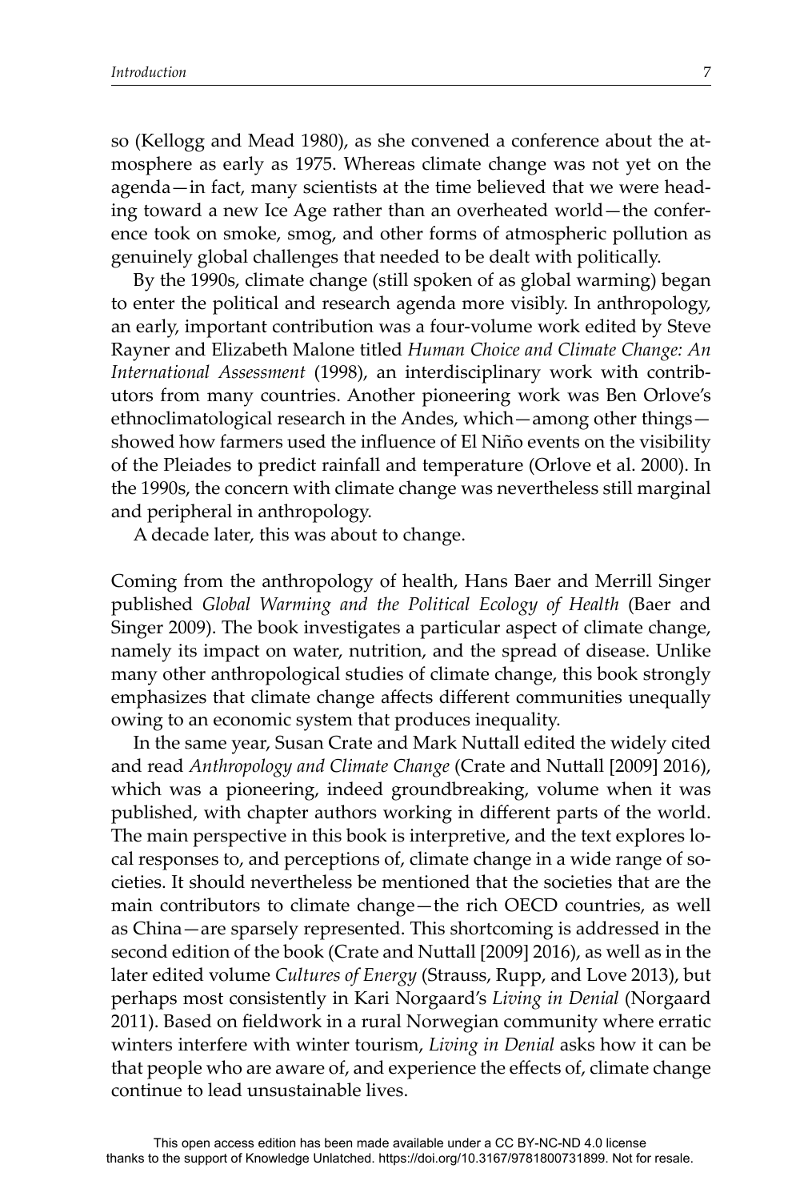so (Kellogg and Mead 1980), as she convened a conference about the atmosphere as early as 1975. Whereas climate change was not yet on the agenda—in fact, many scientists at the time believed that we were heading toward a new Ice Age rather than an overheated world—the conference took on smoke, smog, and other forms of atmospheric pollution as genuinely global challenges that needed to be dealt with politically.

By the 1990s, climate change (still spoken of as global warming) began to enter the political and research agenda more visibly. In anthropology, an early, important contribution was a four-volume work edited by Steve Rayner and Elizabeth Malone titled *Human Choice and Climate Change: An International Assessment* (1998), an interdisciplinary work with contributors from many countries. Another pioneering work was Ben Orlove's ethnoclimatological research in the Andes, which—among other things—showed how farmers used the influence of El Niño events on the visibility of the Pleiades to predict rainfall and temperature (Orlove et al. 2000). In the 1990s, the concern with climate change was nevertheless still marginal and peripheral in anthropology.

A decade later, this was about to change.

Coming from the anthropology of health, Hans Baer and Merrill Singer published *Global Warming and the Political Ecology of Health* (Baer and Singer 2009). The book investigates a particular aspect of climate change, namely its impact on water, nutrition, and the spread of disease. Unlike many other anthropological studies of climate change, this book strongly emphasizes that climate change affects different communities unequally owing to an economic system that produces inequality.

In the same year, Susan Crate and Mark Nuttall edited the widely cited and read *Anthropology and Climate Change* (Crate and Nuttall [2009] 2016), which was a pioneering, indeed groundbreaking, volume when it was published, with chapter authors working in different parts of the world. The main perspective in this book is interpretive, and the text explores local responses to, and perceptions of, climate change in a wide range of societies. It should nevertheless be mentioned that the societies that are the main contributors to climate change—the rich OECD countries, as well as China—are sparsely represented. This shortcoming is addressed in the second edition of the book (Crate and Nuttall [2009] 2016), as well as in the later edited volume *Cultures of Energy* (Strauss, Rupp, and Love 2013), but perhaps most consistently in Kari Norgaard's *Living in Denial* (Norgaard 2011). Based on fieldwork in a rural Norwegian community where erratic winters interfere with winter tourism, *Living in Denial* asks how it can be that people who are aware of, and experience the effects of, climate change continue to lead unsustainable lives.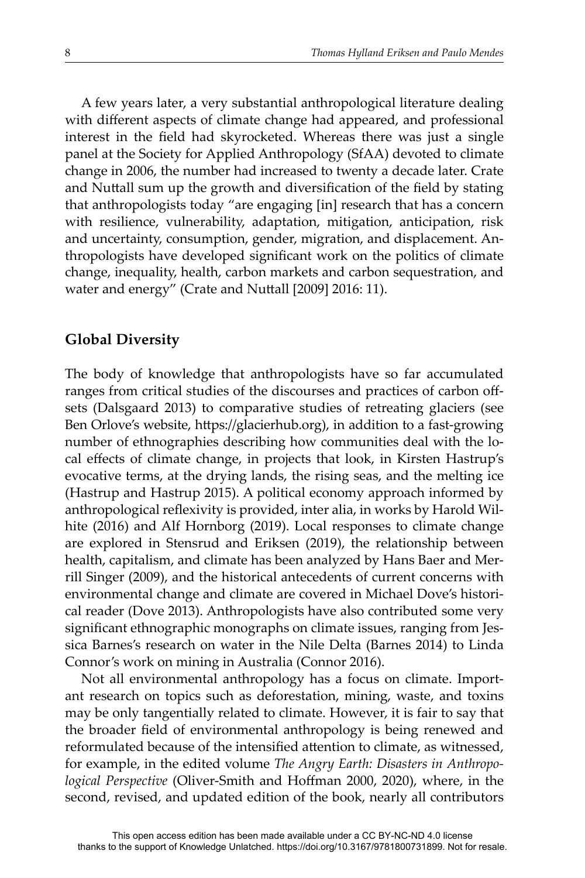A few years later, a very substantial anthropological literature dealing with different aspects of climate change had appeared, and professional interest in the field had skyrocketed. Whereas there was just a single panel at the Society for Applied Anthropology (SfAA) devoted to climate change in 2006, the number had increased to twenty a decade later. Crate and Nuttall sum up the growth and diversification of the field by stating that anthropologists today "are engaging [in] research that has a concern with resilience, vulnerability, adaptation, mitigation, anticipation, risk and uncertainty, consumption, gender, migration, and displacement. Anthropologists have developed significant work on the politics of climate change, inequality, health, carbon markets and carbon sequestration, and water and energy" (Crate and Nuttall [2009] 2016: 11).

## Global Diversity

The body of knowledge that anthropologists have so far accumulated ranges from critical studies of the discourses and practices of carbon offsets (Dalsgaard 2013) to comparative studies of retreating glaciers (see Ben Orlove's website, https://glacierhub.org), in addition to a fast-growing number of ethnographies describing how communities deal with the local effects of climate change, in projects that look, in Kirsten Hastrup's evocative terms, at the drying lands, the rising seas, and the melting ice (Hastrup and Hastrup 2015). A political economy approach informed by anthropological reflexivity is provided, inter alia, in works by Harold Wilhite (2016) and Alf Hornborg (2019). Local responses to climate change are explored in Stensrud and Eriksen (2019), the relationship between health, capitalism, and climate has been analyzed by Hans Baer and Merrill Singer (2009), and the historical antecedents of current concerns with environmental change and climate are covered in Michael Dove's historical reader (Dove 2013). Anthropologists have also contributed some very significant ethnographic monographs on climate issues, ranging from Jessica Barnes's research on water in the Nile Delta (Barnes 2014) to Linda Connor's work on mining in Australia (Connor 2016).

Not all environmental anthropology has a focus on climate. Important research on topics such as deforestation, mining, waste, and toxins may be only tangentially related to climate. However, it is fair to say that the broader field of environmental anthropology is being renewed and reformulated because of the intensified attention to climate, as witnessed, for example, in the edited volume *The Angry Earth: Disasters in Anthropological Perspective* (Oliver-Smith and Hoffman 2000, 2020), where, in the second, revised, and updated edition of the book, nearly all contributors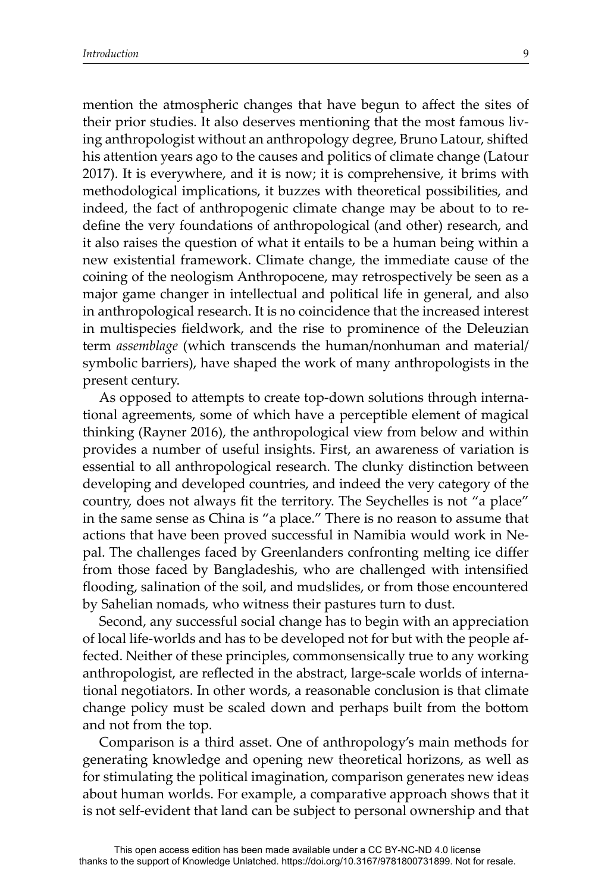mention the atmospheric changes that have begun to affect the sites of their prior studies. It also deserves mentioning that the most famous living anthropologist without an anthropology degree, Bruno Latour, shifted his attention years ago to the causes and politics of climate change (Latour 2017). It is everywhere, and it is now; it is comprehensive, it brims with methodological implications, it buzzes with theoretical possibilities, and indeed, the fact of anthropogenic climate change may be about to to redefine the very foundations of anthropological (and other) research, and it also raises the question of what it entails to be a human being within a new existential framework. Climate change, the immediate cause of the coining of the neologism Anthropocene, may retrospectively be seen as a major game changer in intellectual and political life in general, and also in anthropological research. It is no coincidence that the increased interest in multispecies fieldwork, and the rise to prominence of the Deleuzian term *assemblage* (which transcends the human/nonhuman and material/symbolic barriers), have shaped the work of many anthropologists in the present century.

As opposed to attempts to create top-down solutions through international agreements, some of which have a perceptible element of magical thinking (Rayner 2016), the anthropological view from below and within provides a number of useful insights. First, an awareness of variation is essential to all anthropological research. The clunky distinction between developing and developed countries, and indeed the very category of the country, does not always fit the territory. The Seychelles is not "a place" in the same sense as China is "a place." There is no reason to assume that actions that have been proved successful in Namibia would work in Nepal. The challenges faced by Greenlanders confronting melting ice differ from those faced by Bangladeshis, who are challenged with intensified flooding, salination of the soil, and mudslides, or from those encountered by Sahelian nomads, who witness their pastures turn to dust.

Second, any successful social change has to begin with an appreciation of local life-worlds and has to be developed not for but with the people affected. Neither of these principles, commonsensically true to any working anthropologist, are reflected in the abstract, large-scale worlds of international negotiators. In other words, a reasonable conclusion is that climate change policy must be scaled down and perhaps built from the bottom and not from the top.

Comparison is a third asset. One of anthropology's main methods for generating knowledge and opening new theoretical horizons, as well as for stimulating the political imagination, comparison generates new ideas about human worlds. For example, a comparative approach shows that it is not self-evident that land can be subject to personal ownership and that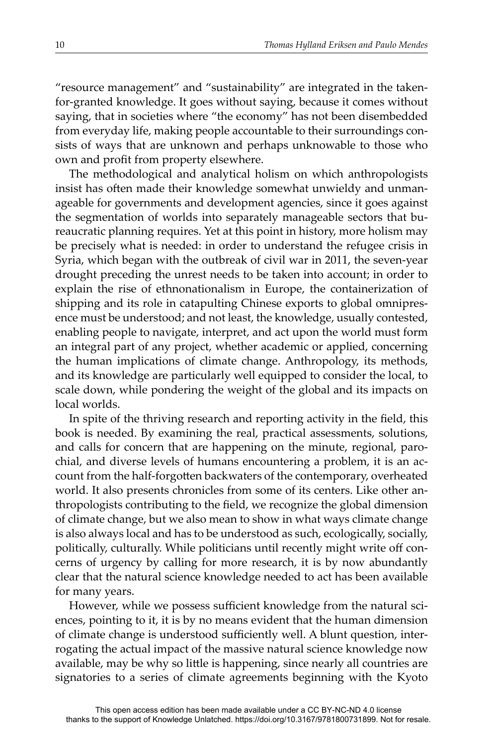"resource management" and "sustainability" are integrated in the taken-for-granted knowledge. It goes without saying, because it comes without saying, that in societies where "the economy" has not been disembedded from everyday life, making people accountable to their surroundings consists of ways that are unknown and perhaps unknowable to those who own and profit from property elsewhere.

The methodological and analytical holism on which anthropologists insist has often made their knowledge somewhat unwieldy and unmanageable for governments and development agencies, since it goes against the segmentation of worlds into separately manageable sectors that bureaucratic planning requires. Yet at this point in history, more holism may be precisely what is needed: in order to understand the refugee crisis in Syria, which began with the outbreak of civil war in 2011, the seven-year drought preceding the unrest needs to be taken into account; in order to explain the rise of ethnonationalism in Europe, the containerization of shipping and its role in catapulting Chinese exports to global omnipresence must be understood; and not least, the knowledge, usually contested, enabling people to navigate, interpret, and act upon the world must form an integral part of any project, whether academic or applied, concerning the human implications of climate change. Anthropology, its methods, and its knowledge are particularly well equipped to consider the local, to scale down, while pondering the weight of the global and its impacts on local worlds.

In spite of the thriving research and reporting activity in the field, this book is needed. By examining the real, practical assessments, solutions, and calls for concern that are happening on the minute, regional, parochial, and diverse levels of humans encountering a problem, it is an account from the half-forgotten backwaters of the contemporary, overheated world. It also presents chronicles from some of its centers. Like other anthropologists contributing to the field, we recognize the global dimension of climate change, but we also mean to show in what ways climate change is also always local and has to be understood as such, ecologically, socially, politically, culturally. While politicians until recently might write off concerns of urgency by calling for more research, it is by now abundantly clear that the natural science knowledge needed to act has been available for many years.

However, while we possess sufficient knowledge from the natural sciences, pointing to it, it is by no means evident that the human dimension of climate change is understood sufficiently well. A blunt question, interrogating the actual impact of the massive natural science knowledge now available, may be why so little is happening, since nearly all countries are signatories to a series of climate agreements beginning with the Kyoto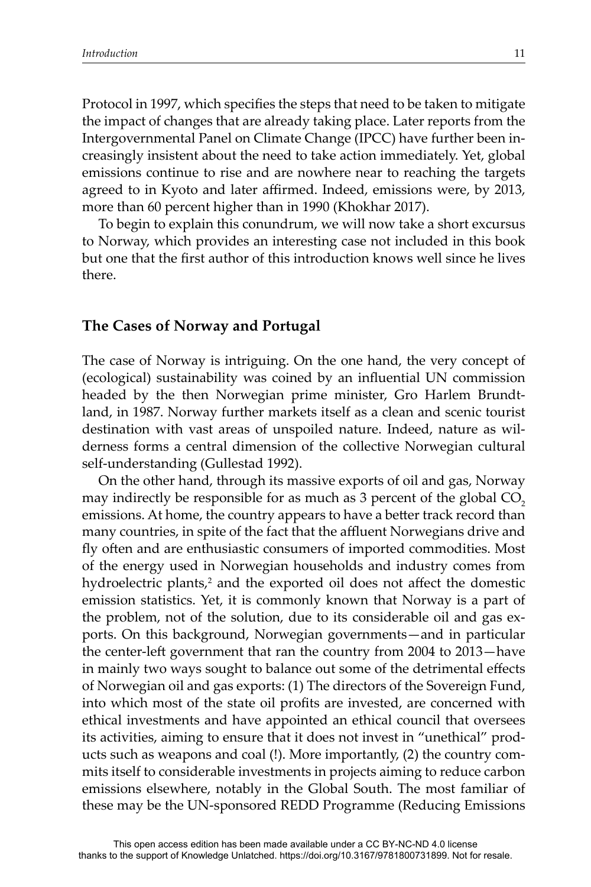Protocol in 1997, which specifies the steps that need to be taken to mitigate the impact of changes that are already taking place. Later reports from the Intergovernmental Panel on Climate Change (IPCC) have further been increasingly insistent about the need to take action immediately. Yet, global emissions continue to rise and are nowhere near to reaching the targets agreed to in Kyoto and later affirmed. Indeed, emissions were, by 2013, more than 60 percent higher than in 1990 (Khokhar 2017).

To begin to explain this conundrum, we will now take a short excursus to Norway, which provides an interesting case not included in this book but one that the first author of this introduction knows well since he lives there.

## The Cases of Norway and Portugal

The case of Norway is intriguing. On the one hand, the very concept of (ecological) sustainability was coined by an influential UN commission headed by the then Norwegian prime minister, Gro Harlem Brundtland, in 1987. Norway further markets itself as a clean and scenic tourist destination with vast areas of unspoiled nature. Indeed, nature as wilderness forms a central dimension of the collective Norwegian cultural self-understanding (Gullestad 1992).

On the other hand, through its massive exports of oil and gas, Norway may indirectly be responsible for as much as 3 percent of the global $CO_2$ emissions. At home, the country appears to have a better track record than many countries, in spite of the fact that the affluent Norwegians drive and fly often and are enthusiastic consumers of imported commodities. Most of the energy used in Norwegian households and industry comes from hydroelectric plants,[2] and the exported oil does not affect the domestic emission statistics. Yet, it is commonly known that Norway is a part of the problem, not of the solution, due to its considerable oil and gas exports. On this background, Norwegian governments—and in particular the center-left government that ran the country from 2004 to 2013—have in mainly two ways sought to balance out some of the detrimental effects of Norwegian oil and gas exports: (1) The directors of the Sovereign Fund, into which most of the state oil profits are invested, are concerned with ethical investments and have appointed an ethical council that oversees its activities, aiming to ensure that it does not invest in "unethical" products such as weapons and coal (!). More importantly, (2) the country commits itself to considerable investments in projects aiming to reduce carbon emissions elsewhere, notably in the Global South. The most familiar of these may be the UN-sponsored REDD Programme (Reducing Emissions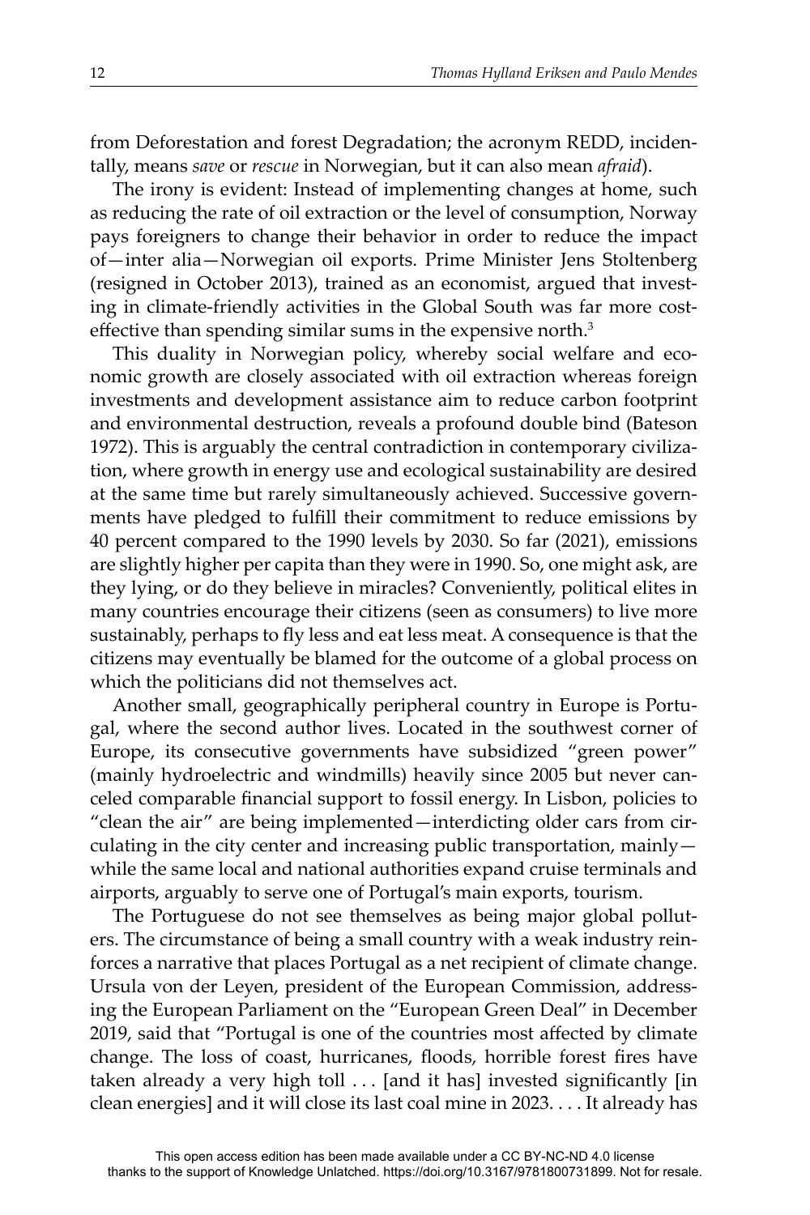from Deforestation and forest Degradation; the acronym REDD, incidentally, means *save* or *rescue* in Norwegian, but it can also mean *afraid*).

The irony is evident: Instead of implementing changes at home, such as reducing the rate of oil extraction or the level of consumption, Norway pays foreigners to change their behavior in order to reduce the impact of—inter alia—Norwegian oil exports. Prime Minister Jens Stoltenberg (resigned in October 2013), trained as an economist, argued that investing in climate-friendly activities in the Global South was far more cost-effective than spending similar sums in the expensive north.[3]

This duality in Norwegian policy, whereby social welfare and economic growth are closely associated with oil extraction whereas foreign investments and development assistance aim to reduce carbon footprint and environmental destruction, reveals a profound double bind (Bateson 1972). This is arguably the central contradiction in contemporary civilization, where growth in energy use and ecological sustainability are desired at the same time but rarely simultaneously achieved. Successive governments have pledged to fulfill their commitment to reduce emissions by 40 percent compared to the 1990 levels by 2030. So far (2021), emissions are slightly higher per capita than they were in 1990. So, one might ask, are they lying, or do they believe in miracles? Conveniently, political elites in many countries encourage their citizens (seen as consumers) to live more sustainably, perhaps to fly less and eat less meat. A consequence is that the citizens may eventually be blamed for the outcome of a global process on which the politicians did not themselves act.

Another small, geographically peripheral country in Europe is Portugal, where the second author lives. Located in the southwest corner of Europe, its consecutive governments have subsidized "green power" (mainly hydroelectric and windmills) heavily since 2005 but never canceled comparable financial support to fossil energy. In Lisbon, policies to "clean the air" are being implemented—interdicting older cars from circulating in the city center and increasing public transportation, mainly—while the same local and national authorities expand cruise terminals and airports, arguably to serve one of Portugal's main exports, tourism.

The Portuguese do not see themselves as being major global polluters. The circumstance of being a small country with a weak industry reinforces a narrative that places Portugal as a net recipient of climate change. Ursula von der Leyen, president of the European Commission, addressing the European Parliament on the "European Green Deal" in December 2019, said that "Portugal is one of the countries most affected by climate change. The loss of coast, hurricanes, floods, horrible forest fires have taken already a very high toll . . . [and it has] invested significantly [in clean energies] and it will close its last coal mine in 2023. . . . It already has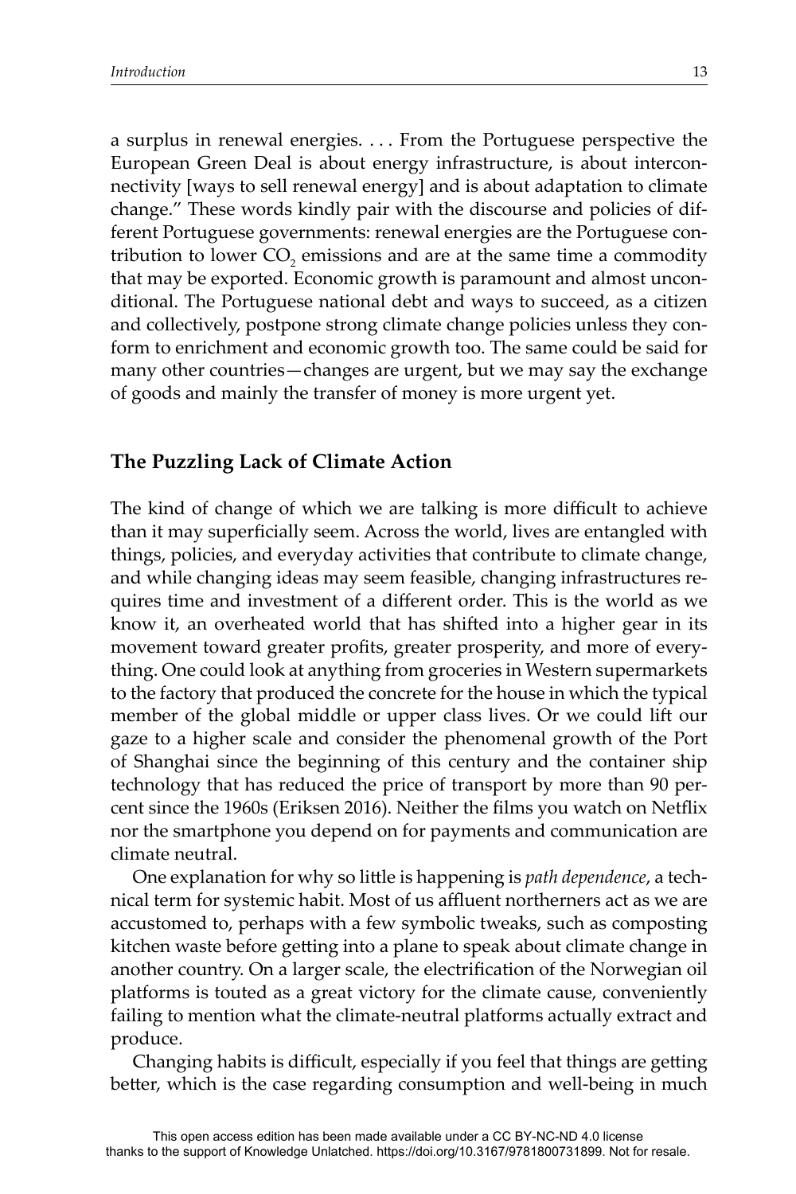a surplus in renewal energies. . . . From the Portuguese perspective the European Green Deal is about energy infrastructure, is about interconnectivity [ways to sell renewal energy] and is about adaptation to climate change." These words kindly pair with the discourse and policies of different Portuguese governments: renewal energies are the Portuguese contribution to lower $CO_2$ emissions and are at the same time a commodity that may be exported. Economic growth is paramount and almost unconditional. The Portuguese national debt and ways to succeed, as a citizen and collectively, postpone strong climate change policies unless they conform to enrichment and economic growth too. The same could be said for many other countries—changes are urgent, but we may say the exchange of goods and mainly the transfer of money is more urgent yet.

## The Puzzling Lack of Climate Action

The kind of change of which we are talking is more difficult to achieve than it may superficially seem. Across the world, lives are entangled with things, policies, and everyday activities that contribute to climate change, and while changing ideas may seem feasible, changing infrastructures requires time and investment of a different order. This is the world as we know it, an overheated world that has shifted into a higher gear in its movement toward greater profits, greater prosperity, and more of everything. One could look at anything from groceries in Western supermarkets to the factory that produced the concrete for the house in which the typical member of the global middle or upper class lives. Or we could lift our gaze to a higher scale and consider the phenomenal growth of the Port of Shanghai since the beginning of this century and the container ship technology that has reduced the price of transport by more than 90 percent since the 1960s (Eriksen 2016). Neither the films you watch on Netflix nor the smartphone you depend on for payments and communication are climate neutral.

One explanation for why so little is happening is *path dependence*, a technical term for systemic habit. Most of us affluent northerners act as we are accustomed to, perhaps with a few symbolic tweaks, such as composting kitchen waste before getting into a plane to speak about climate change in another country. On a larger scale, the electrification of the Norwegian oil platforms is touted as a great victory for the climate cause, conveniently failing to mention what the climate-neutral platforms actually extract and produce.

Changing habits is difficult, especially if you feel that things are getting better, which is the case regarding consumption and well-being in much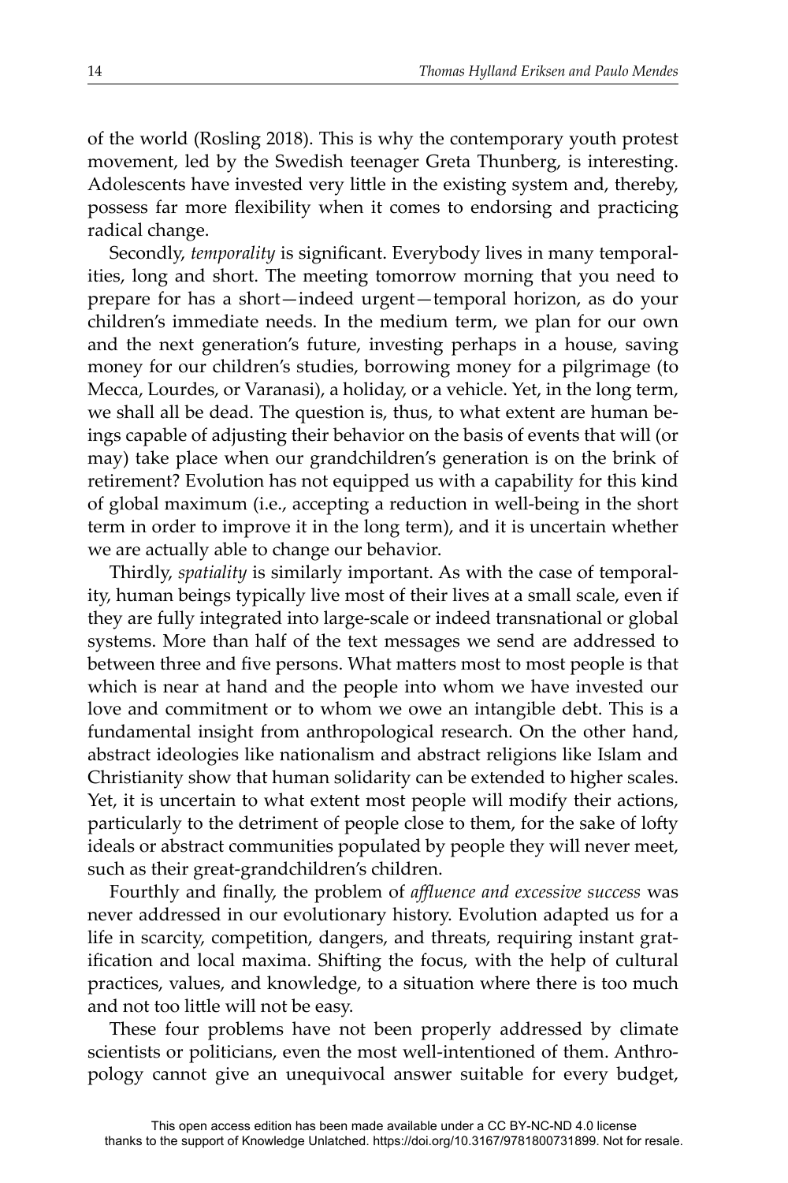of the world (Rosling 2018). This is why the contemporary youth protest movement, led by the Swedish teenager Greta Thunberg, is interesting. Adolescents have invested very little in the existing system and, thereby, possess far more flexibility when it comes to endorsing and practicing radical change.

Secondly, *temporality* is significant. Everybody lives in many temporalities, long and short. The meeting tomorrow morning that you need to prepare for has a short—indeed urgent—temporal horizon, as do your children's immediate needs. In the medium term, we plan for our own and the next generation's future, investing perhaps in a house, saving money for our children's studies, borrowing money for a pilgrimage (to Mecca, Lourdes, or Varanasi), a holiday, or a vehicle. Yet, in the long term, we shall all be dead. The question is, thus, to what extent are human beings capable of adjusting their behavior on the basis of events that will (or may) take place when our grandchildren's generation is on the brink of retirement? Evolution has not equipped us with a capability for this kind of global maximum (i.e., accepting a reduction in well-being in the short term in order to improve it in the long term), and it is uncertain whether we are actually able to change our behavior.

Thirdly, *spatiality* is similarly important. As with the case of temporality, human beings typically live most of their lives at a small scale, even if they are fully integrated into large-scale or indeed transnational or global systems. More than half of the text messages we send are addressed to between three and five persons. What matters most to most people is that which is near at hand and the people into whom we have invested our love and commitment or to whom we owe an intangible debt. This is a fundamental insight from anthropological research. On the other hand, abstract ideologies like nationalism and abstract religions like Islam and Christianity show that human solidarity can be extended to higher scales. Yet, it is uncertain to what extent most people will modify their actions, particularly to the detriment of people close to them, for the sake of lofty ideals or abstract communities populated by people they will never meet, such as their great-grandchildren's children.

Fourthly and finally, the problem of *affluence and excessive success* was never addressed in our evolutionary history. Evolution adapted us for a life in scarcity, competition, dangers, and threats, requiring instant gratification and local maxima. Shifting the focus, with the help of cultural practices, values, and knowledge, to a situation where there is too much and not too little will not be easy.

These four problems have not been properly addressed by climate scientists or politicians, even the most well-intentioned of them. Anthropology cannot give an unequivocal answer suitable for every budget,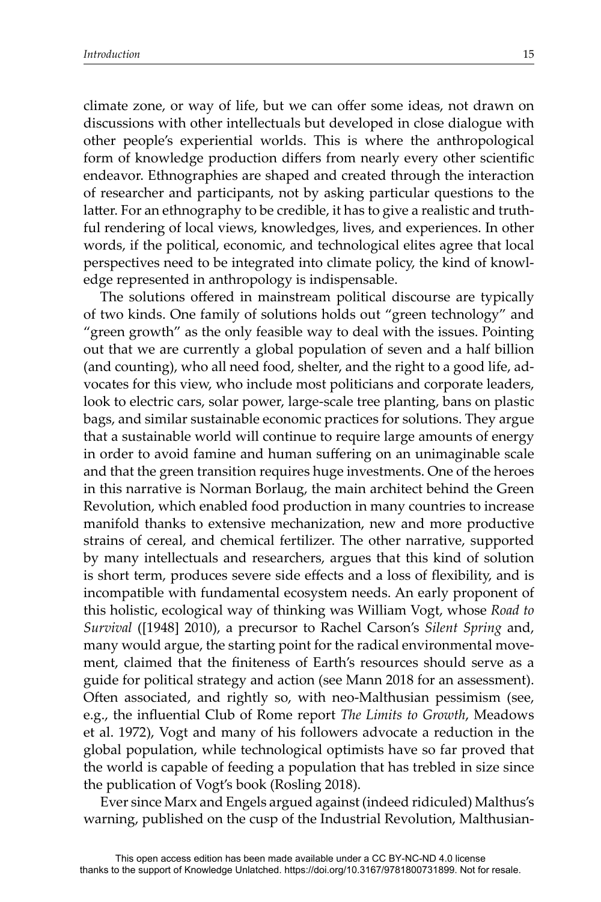climate zone, or way of life, but we can offer some ideas, not drawn on discussions with other intellectuals but developed in close dialogue with other people's experiential worlds. This is where the anthropological form of knowledge production differs from nearly every other scientific endeavor. Ethnographies are shaped and created through the interaction of researcher and participants, not by asking particular questions to the latter. For an ethnography to be credible, it has to give a realistic and truthful rendering of local views, knowledges, lives, and experiences. In other words, if the political, economic, and technological elites agree that local perspectives need to be integrated into climate policy, the kind of knowledge represented in anthropology is indispensable.

The solutions offered in mainstream political discourse are typically of two kinds. One family of solutions holds out "green technology" and "green growth" as the only feasible way to deal with the issues. Pointing out that we are currently a global population of seven and a half billion (and counting), who all need food, shelter, and the right to a good life, advocates for this view, who include most politicians and corporate leaders, look to electric cars, solar power, large-scale tree planting, bans on plastic bags, and similar sustainable economic practices for solutions. They argue that a sustainable world will continue to require large amounts of energy in order to avoid famine and human suffering on an unimaginable scale and that the green transition requires huge investments. One of the heroes in this narrative is Norman Borlaug, the main architect behind the Green Revolution, which enabled food production in many countries to increase manifold thanks to extensive mechanization, new and more productive strains of cereal, and chemical fertilizer. The other narrative, supported by many intellectuals and researchers, argues that this kind of solution is short term, produces severe side effects and a loss of flexibility, and is incompatible with fundamental ecosystem needs. An early proponent of this holistic, ecological way of thinking was William Vogt, whose *Road to Survival* ([1948] 2010), a precursor to Rachel Carson's *Silent Spring* and, many would argue, the starting point for the radical environmental movement, claimed that the finiteness of Earth's resources should serve as a guide for political strategy and action (see Mann 2018 for an assessment). Often associated, and rightly so, with neo-Malthusian pessimism (see, e.g., the influential Club of Rome report *The Limits to Growth*, Meadows et al. 1972), Vogt and many of his followers advocate a reduction in the global population, while technological optimists have so far proved that the world is capable of feeding a population that has trebled in size since the publication of Vogt's book (Rosling 2018).

Ever since Marx and Engels argued against (indeed ridiculed) Malthus's warning, published on the cusp of the Industrial Revolution, Malthusian-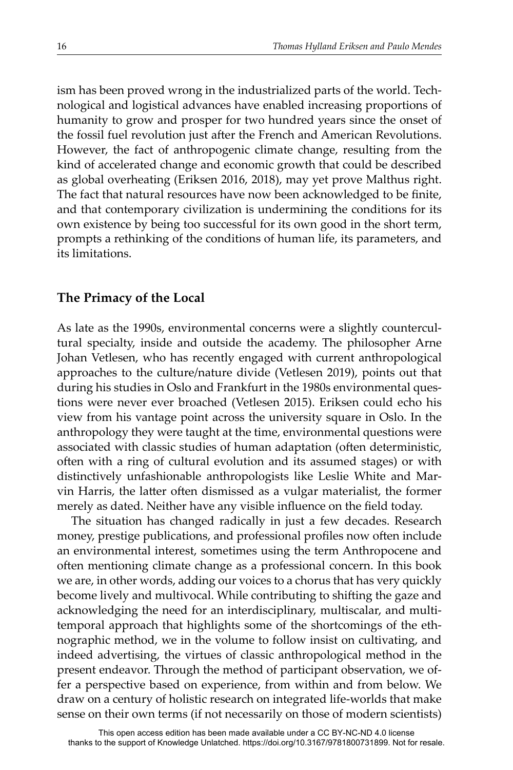ism has been proved wrong in the industrialized parts of the world. Technological and logistical advances have enabled increasing proportions of humanity to grow and prosper for two hundred years since the onset of the fossil fuel revolution just after the French and American Revolutions. However, the fact of anthropogenic climate change, resulting from the kind of accelerated change and economic growth that could be described as global overheating (Eriksen 2016, 2018), may yet prove Malthus right. The fact that natural resources have now been acknowledged to be finite, and that contemporary civilization is undermining the conditions for its own existence by being too successful for its own good in the short term, prompts a rethinking of the conditions of human life, its parameters, and its limitations.

## The Primacy of the Local

As late as the 1990s, environmental concerns were a slightly countercultural specialty, inside and outside the academy. The philosopher Arne Johan Vetlesen, who has recently engaged with current anthropological approaches to the culture/nature divide (Vetlesen 2019), points out that during his studies in Oslo and Frankfurt in the 1980s environmental questions were never ever broached (Vetlesen 2015). Eriksen could echo his view from his vantage point across the university square in Oslo. In the anthropology they were taught at the time, environmental questions were associated with classic studies of human adaptation (often deterministic, often with a ring of cultural evolution and its assumed stages) or with distinctively unfashionable anthropologists like Leslie White and Marvin Harris, the latter often dismissed as a vulgar materialist, the former merely as dated. Neither have any visible influence on the field today.

The situation has changed radically in just a few decades. Research money, prestige publications, and professional profiles now often include an environmental interest, sometimes using the term Anthropocene and often mentioning climate change as a professional concern. In this book we are, in other words, adding our voices to a chorus that has very quickly become lively and multivocal. While contributing to shifting the gaze and acknowledging the need for an interdisciplinary, multiscalar, and multitemporal approach that highlights some of the shortcomings of the ethnographic method, we in the volume to follow insist on cultivating, and indeed advertising, the virtues of classic anthropological method in the present endeavor. Through the method of participant observation, we offer a perspective based on experience, from within and from below. We draw on a century of holistic research on integrated life-worlds that make sense on their own terms (if not necessarily on those of modern scientists)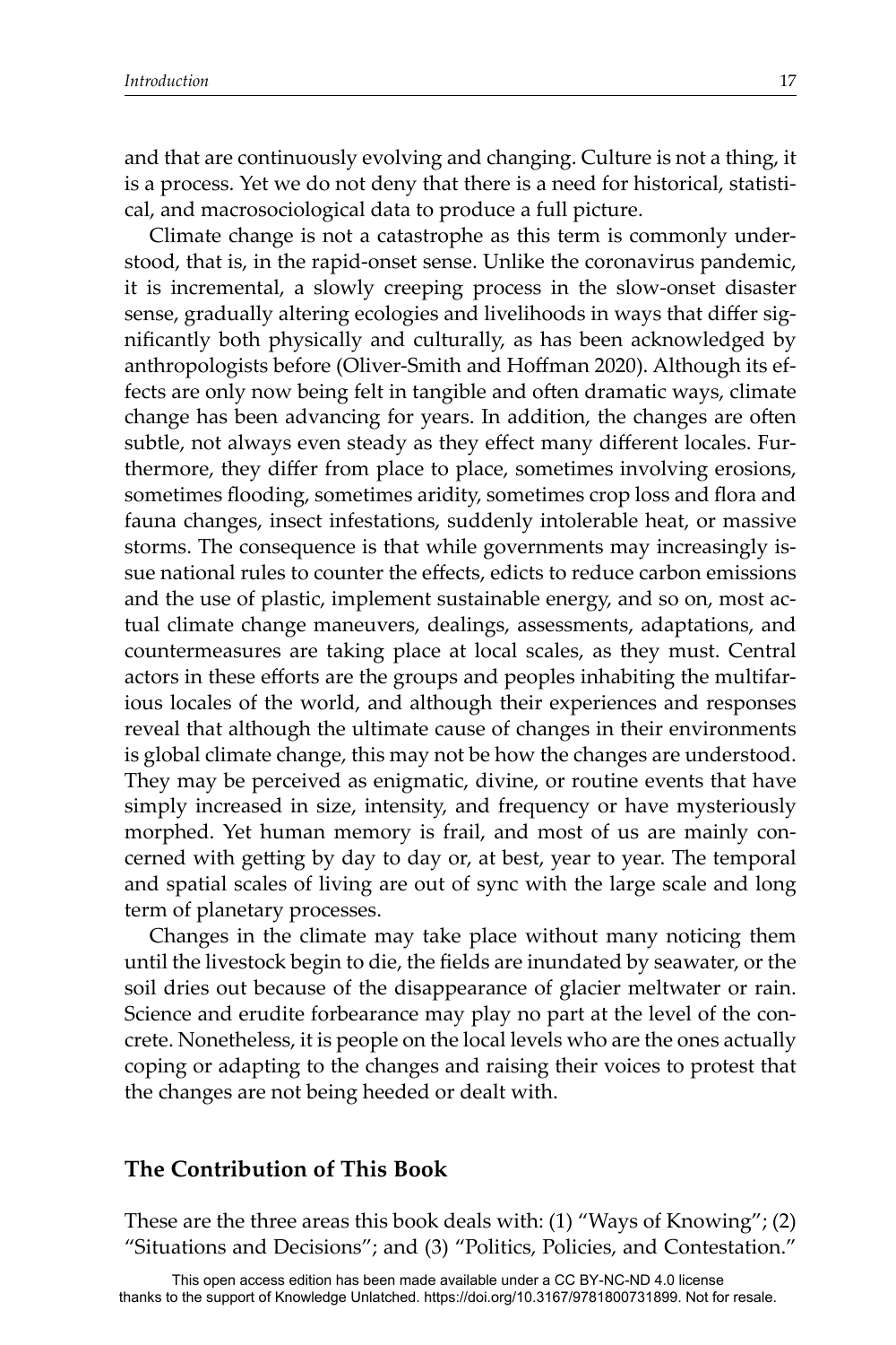and that are continuously evolving and changing. Culture is not a thing, it is a process. Yet we do not deny that there is a need for historical, statistical, and macrosociological data to produce a full picture.

Climate change is not a catastrophe as this term is commonly understood, that is, in the rapid-onset sense. Unlike the coronavirus pandemic, it is incremental, a slowly creeping process in the slow-onset disaster sense, gradually altering ecologies and livelihoods in ways that differ significantly both physically and culturally, as has been acknowledged by anthropologists before (Oliver-Smith and Hoffman 2020). Although its effects are only now being felt in tangible and often dramatic ways, climate change has been advancing for years. In addition, the changes are often subtle, not always even steady as they effect many different locales. Furthermore, they differ from place to place, sometimes involving erosions, sometimes flooding, sometimes aridity, sometimes crop loss and flora and fauna changes, insect infestations, suddenly intolerable heat, or massive storms. The consequence is that while governments may increasingly issue national rules to counter the effects, edicts to reduce carbon emissions and the use of plastic, implement sustainable energy, and so on, most actual climate change maneuvers, dealings, assessments, adaptations, and countermeasures are taking place at local scales, as they must. Central actors in these efforts are the groups and peoples inhabiting the multifarious locales of the world, and although their experiences and responses reveal that although the ultimate cause of changes in their environments is global climate change, this may not be how the changes are understood. They may be perceived as enigmatic, divine, or routine events that have simply increased in size, intensity, and frequency or have mysteriously morphed. Yet human memory is frail, and most of us are mainly concerned with getting by day to day or, at best, year to year. The temporal and spatial scales of living are out of sync with the large scale and long term of planetary processes.

Changes in the climate may take place without many noticing them until the livestock begin to die, the fields are inundated by seawater, or the soil dries out because of the disappearance of glacier meltwater or rain. Science and erudite forbearance may play no part at the level of the concrete. Nonetheless, it is people on the local levels who are the ones actually coping or adapting to the changes and raising their voices to protest that the changes are not being heeded or dealt with.

## The Contribution of This Book

These are the three areas this book deals with: (1) "Ways of Knowing"; (2) "Situations and Decisions"; and (3) "Politics, Policies, and Contestation."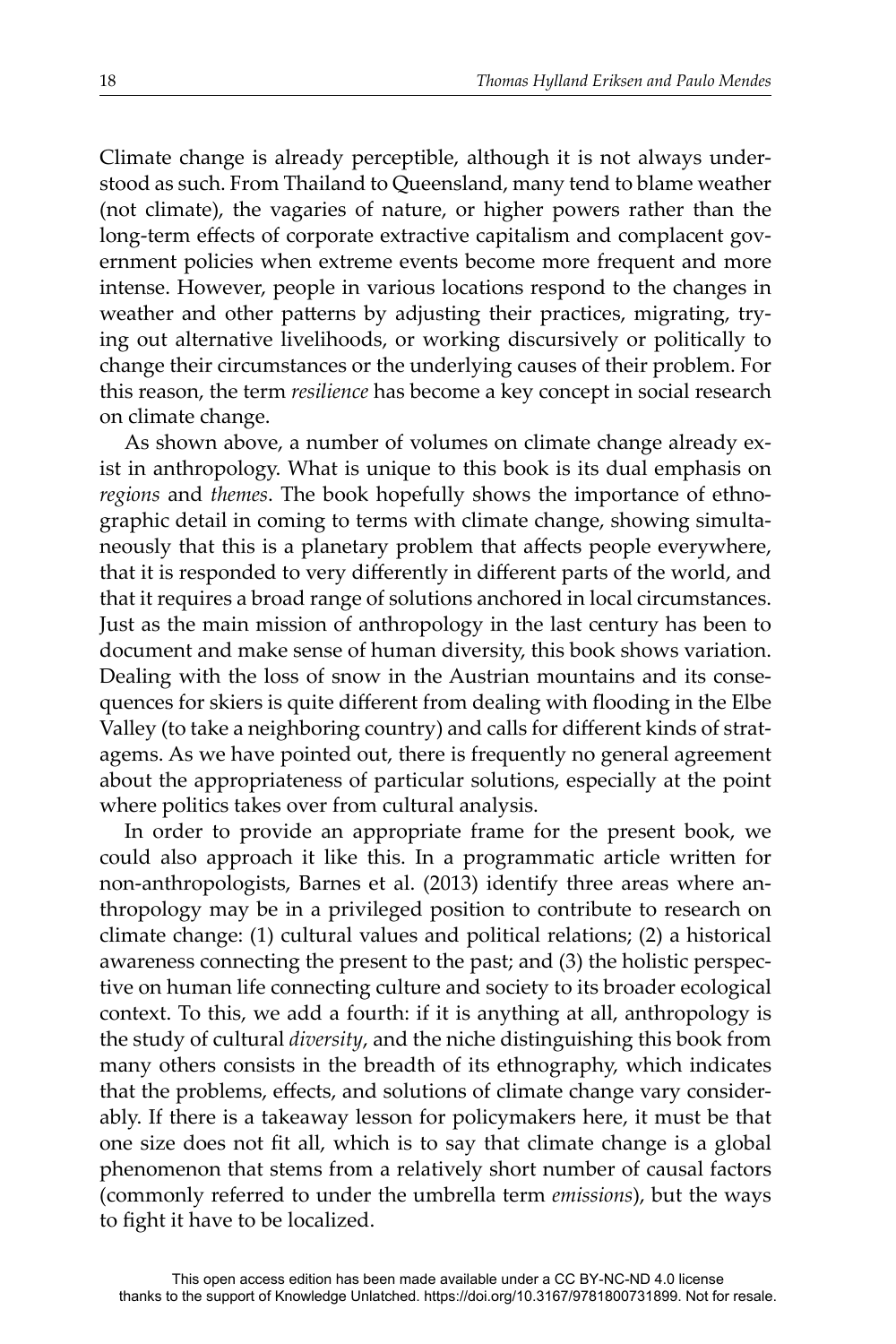Climate change is already perceptible, although it is not always understood as such. From Thailand to Queensland, many tend to blame weather (not climate), the vagaries of nature, or higher powers rather than the long-term effects of corporate extractive capitalism and complacent government policies when extreme events become more frequent and more intense. However, people in various locations respond to the changes in weather and other patterns by adjusting their practices, migrating, trying out alternative livelihoods, or working discursively or politically to change their circumstances or the underlying causes of their problem. For this reason, the term *resilience* has become a key concept in social research on climate change.

As shown above, a number of volumes on climate change already exist in anthropology. What is unique to this book is its dual emphasis on *regions* and *themes*. The book hopefully shows the importance of ethnographic detail in coming to terms with climate change, showing simultaneously that this is a planetary problem that affects people everywhere, that it is responded to very differently in different parts of the world, and that it requires a broad range of solutions anchored in local circumstances. Just as the main mission of anthropology in the last century has been to document and make sense of human diversity, this book shows variation. Dealing with the loss of snow in the Austrian mountains and its consequences for skiers is quite different from dealing with flooding in the Elbe Valley (to take a neighboring country) and calls for different kinds of stratagems. As we have pointed out, there is frequently no general agreement about the appropriateness of particular solutions, especially at the point where politics takes over from cultural analysis.

In order to provide an appropriate frame for the present book, we could also approach it like this. In a programmatic article written for non-anthropologists, Barnes et al. (2013) identify three areas where anthropology may be in a privileged position to contribute to research on climate change: (1) cultural values and political relations; (2) a historical awareness connecting the present to the past; and (3) the holistic perspective on human life connecting culture and society to its broader ecological context. To this, we add a fourth: if it is anything at all, anthropology is the study of cultural *diversity*, and the niche distinguishing this book from many others consists in the breadth of its ethnography, which indicates that the problems, effects, and solutions of climate change vary considerably. If there is a takeaway lesson for policymakers here, it must be that one size does not fit all, which is to say that climate change is a global phenomenon that stems from a relatively short number of causal factors (commonly referred to under the umbrella term *emissions*), but the ways to fight it have to be localized.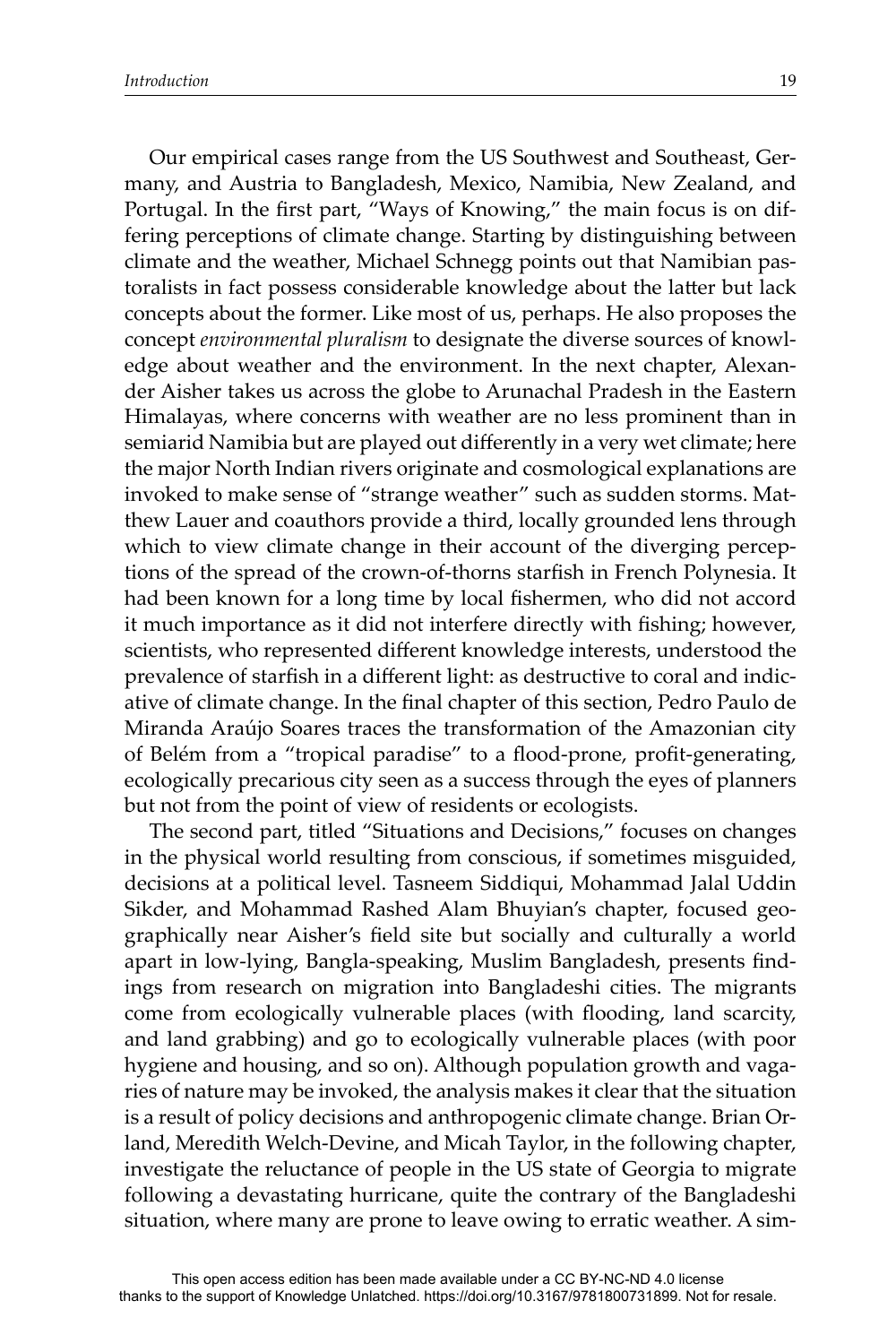Our empirical cases range from the US Southwest and Southeast, Germany, and Austria to Bangladesh, Mexico, Namibia, New Zealand, and Portugal. In the first part, "Ways of Knowing," the main focus is on differing perceptions of climate change. Starting by distinguishing between climate and the weather, Michael Schnegg points out that Namibian pastoralists in fact possess considerable knowledge about the latter but lack concepts about the former. Like most of us, perhaps. He also proposes the concept *environmental pluralism* to designate the diverse sources of knowledge about weather and the environment. In the next chapter, Alexander Aisher takes us across the globe to Arunachal Pradesh in the Eastern Himalayas, where concerns with weather are no less prominent than in semiarid Namibia but are played out differently in a very wet climate; here the major North Indian rivers originate and cosmological explanations are invoked to make sense of "strange weather" such as sudden storms. Matthew Lauer and coauthors provide a third, locally grounded lens through which to view climate change in their account of the diverging perceptions of the spread of the crown-of-thorns starfish in French Polynesia. It had been known for a long time by local fishermen, who did not accord it much importance as it did not interfere directly with fishing; however, scientists, who represented different knowledge interests, understood the prevalence of starfish in a different light: as destructive to coral and indicative of climate change. In the final chapter of this section, Pedro Paulo de Miranda Araújo Soares traces the transformation of the Amazonian city of Belém from a "tropical paradise" to a flood-prone, profit-generating, ecologically precarious city seen as a success through the eyes of planners but not from the point of view of residents or ecologists.

The second part, titled "Situations and Decisions," focuses on changes in the physical world resulting from conscious, if sometimes misguided, decisions at a political level. Tasneem Siddiqui, Mohammad Jalal Uddin Sikder, and Mohammad Rashed Alam Bhuyian's chapter, focused geographically near Aisher's field site but socially and culturally a world apart in low-lying, Bangla-speaking, Muslim Bangladesh, presents findings from research on migration into Bangladeshi cities. The migrants come from ecologically vulnerable places (with flooding, land scarcity, and land grabbing) and go to ecologically vulnerable places (with poor hygiene and housing, and so on). Although population growth and vagaries of nature may be invoked, the analysis makes it clear that the situation is a result of policy decisions and anthropogenic climate change. Brian Orland, Meredith Welch-Devine, and Micah Taylor, in the following chapter, investigate the reluctance of people in the US state of Georgia to migrate following a devastating hurricane, quite the contrary of the Bangladeshi situation, where many are prone to leave owing to erratic weather. A sim-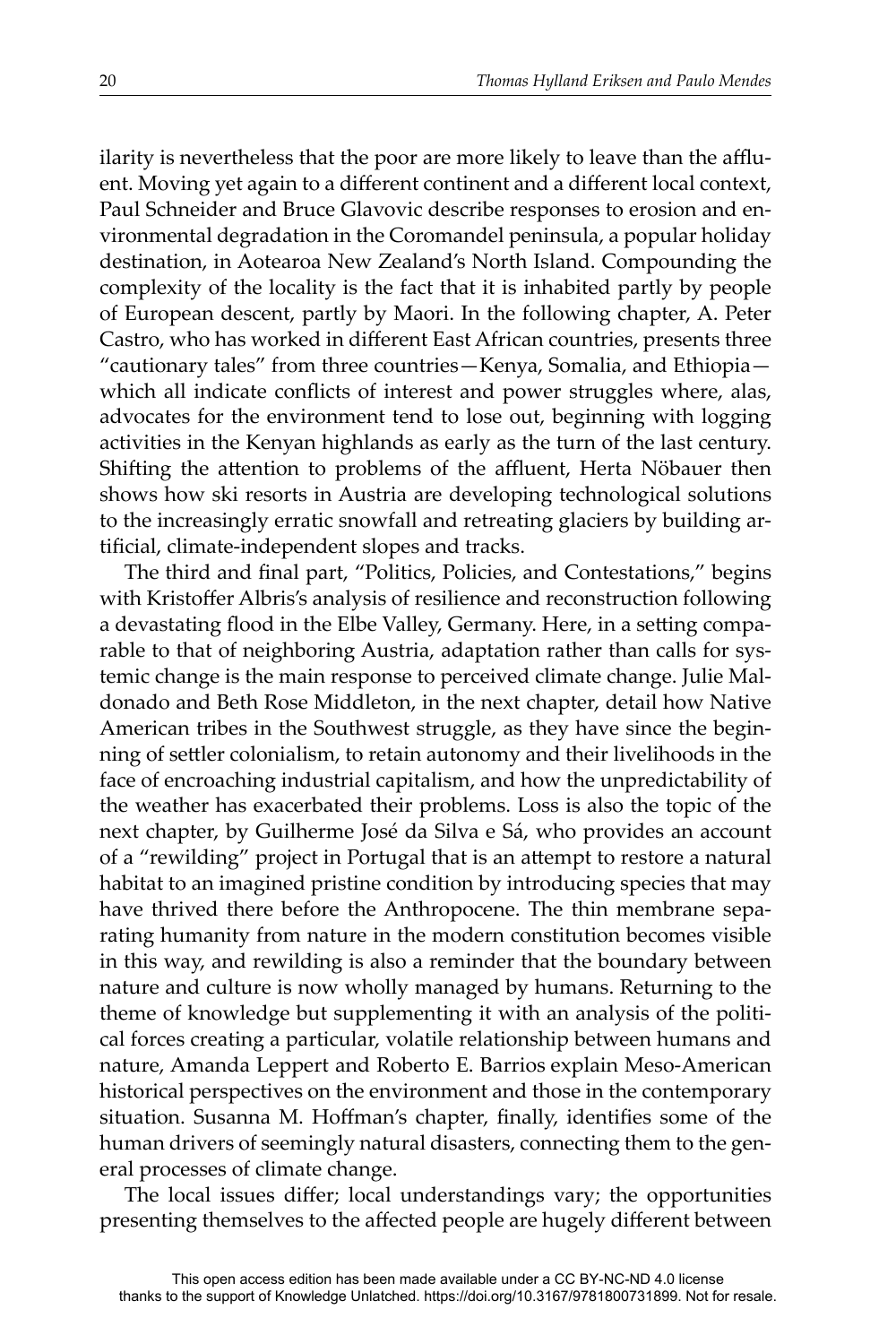ilarity is nevertheless that the poor are more likely to leave than the affluent. Moving yet again to a different continent and a different local context, Paul Schneider and Bruce Glavovic describe responses to erosion and environmental degradation in the Coromandel peninsula, a popular holiday destination, in Aotearoa New Zealand's North Island. Compounding the complexity of the locality is the fact that it is inhabited partly by people of European descent, partly by Maori. In the following chapter, A. Peter Castro, who has worked in different East African countries, presents three "cautionary tales" from three countries—Kenya, Somalia, and Ethiopia—which all indicate conflicts of interest and power struggles where, alas, advocates for the environment tend to lose out, beginning with logging activities in the Kenyan highlands as early as the turn of the last century. Shifting the attention to problems of the affluent, Herta Nöbauer then shows how ski resorts in Austria are developing technological solutions to the increasingly erratic snowfall and retreating glaciers by building artificial, climate-independent slopes and tracks.

The third and final part, "Politics, Policies, and Contestations," begins with Kristoffer Albris's analysis of resilience and reconstruction following a devastating flood in the Elbe Valley, Germany. Here, in a setting comparable to that of neighboring Austria, adaptation rather than calls for systemic change is the main response to perceived climate change. Julie Maldonado and Beth Rose Middleton, in the next chapter, detail how Native American tribes in the Southwest struggle, as they have since the beginning of settler colonialism, to retain autonomy and their livelihoods in the face of encroaching industrial capitalism, and how the unpredictability of the weather has exacerbated their problems. Loss is also the topic of the next chapter, by Guilherme José da Silva e Sá, who provides an account of a "rewilding" project in Portugal that is an attempt to restore a natural habitat to an imagined pristine condition by introducing species that may have thrived there before the Anthropocene. The thin membrane separating humanity from nature in the modern constitution becomes visible in this way, and rewilding is also a reminder that the boundary between nature and culture is now wholly managed by humans. Returning to the theme of knowledge but supplementing it with an analysis of the political forces creating a particular, volatile relationship between humans and nature, Amanda Leppert and Roberto E. Barrios explain Meso-American historical perspectives on the environment and those in the contemporary situation. Susanna M. Hoffman's chapter, finally, identifies some of the human drivers of seemingly natural disasters, connecting them to the general processes of climate change.

The local issues differ; local understandings vary; the opportunities presenting themselves to the affected people are hugely different between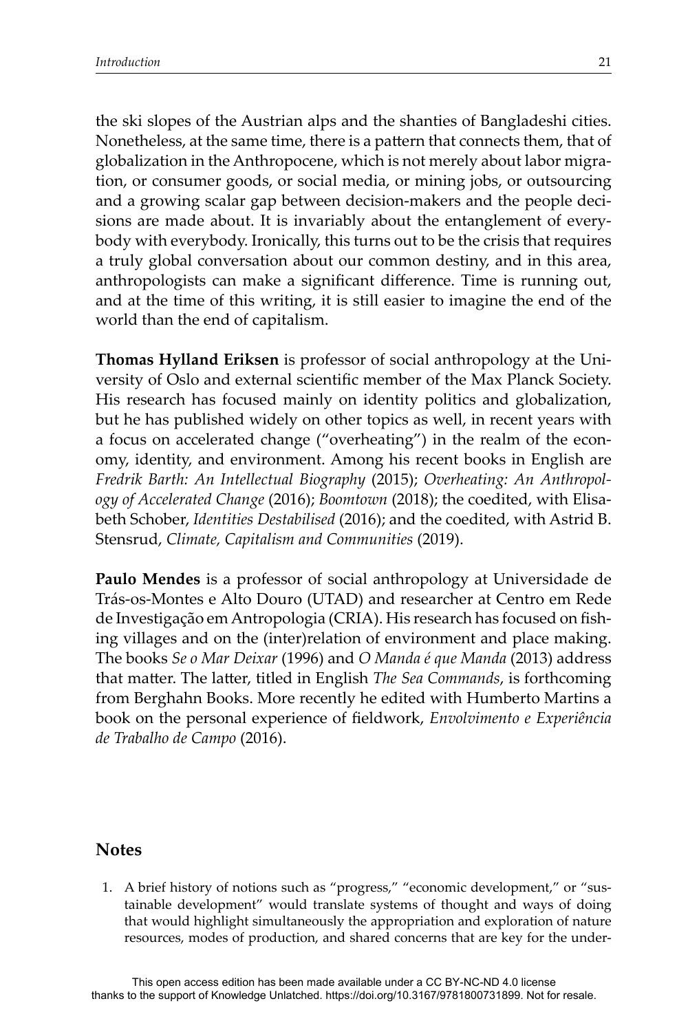the ski slopes of the Austrian alps and the shanties of Bangladeshi cities. Nonetheless, at the same time, there is a pattern that connects them, that of globalization in the Anthropocene, which is not merely about labor migration, or consumer goods, or social media, or mining jobs, or outsourcing and a growing scalar gap between decision-makers and the people decisions are made about. It is invariably about the entanglement of everybody with everybody. Ironically, this turns out to be the crisis that requires a truly global conversation about our common destiny, and in this area, anthropologists can make a significant difference. Time is running out, and at the time of this writing, it is still easier to imagine the end of the world than the end of capitalism.

**Thomas Hylland Eriksen** is professor of social anthropology at the University of Oslo and external scientific member of the Max Planck Society. His research has focused mainly on identity politics and globalization, but he has published widely on other topics as well, in recent years with a focus on accelerated change ("overheating") in the realm of the economy, identity, and environment. Among his recent books in English are *Fredrik Barth: An Intellectual Biography* (2015); *Overheating: An Anthropology of Accelerated Change* (2016); *Boomtown* (2018); the coedited, with Elisabeth Schober, *Identities Destabilised* (2016); and the coedited, with Astrid B. Stensrud, *Climate, Capitalism and Communities* (2019).

**Paulo Mendes** is a professor of social anthropology at Universidade de Trás-os-Montes e Alto Douro (UTAD) and researcher at Centro em Rede de Investigação em Antropologia (CRIA). His research has focused on fishing villages and on the (inter)relation of environment and place making. The books *Se o Mar Deixar* (1996) and *O Manda é que Manda* (2013) address that matter. The latter, titled in English *The Sea Commands*, is forthcoming from Berghahn Books. More recently he edited with Humberto Martins a book on the personal experience of fieldwork, *Envolvimento e Experiência de Trabalho de Campo* (2016).

## Notes

1. A brief history of notions such as "progress," "economic development," or "sustainable development" would translate systems of thought and ways of doing that would highlight simultaneously the appropriation and exploration of nature resources, modes of production, and shared concerns that are key for the under-

This open access edition has been made available under a CC BY-NC-ND 4.0 license thanks to the support of Knowledge Unlatched. https://doi.org/10.3167/9781800731899. Not for resale.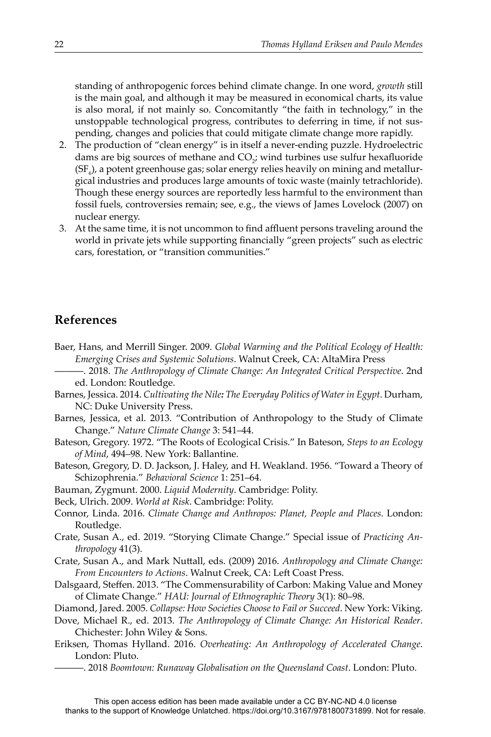standing of anthropogenic forces behind climate change. In one word, *growth* still is the main goal, and although it may be measured in economical charts, its value is also moral, if not mainly so. Concomitantly "the faith in technology," in the unstoppable technological progress, contributes to deferring in time, if not suspending, changes and policies that could mitigate climate change more rapidly.

2. The production of "clean energy" is in itself a never-ending puzzle. Hydroelectric dams are big sources of methane and $CO_2$; wind turbines use sulfur hexafluoride ($SF_6$), a potent greenhouse gas; solar energy relies heavily on mining and metallurgical industries and produces large amounts of toxic waste (mainly tetrachloride). Though these energy sources are reportedly less harmful to the environment than fossil fuels, controversies remain; see, e.g., the views of James Lovelock (2007) on nuclear energy.
3. At the same time, it is not uncommon to find affluent persons traveling around the world in private jets while supporting financially "green projects" such as electric cars, forestation, or "transition communities."

## References

Baer, Hans, and Merrill Singer. 2009. *Global Warming and the Political Ecology of Health: Emerging Crises and Systemic Solutions*. Walnut Creek, CA: AltaMira Press

———. 2018. *The Anthropology of Climate Change: An Integrated Critical Perspective*. 2nd ed. London: Routledge.

Barnes, Jessica. 2014. *Cultivating the Nile: The Everyday Politics of Water in Egypt*. Durham, NC: Duke University Press.

Barnes, Jessica, et al. 2013. "Contribution of Anthropology to the Study of Climate Change." *Nature Climate Change* 3: 541–44.

Bateson, Gregory. 1972. "The Roots of Ecological Crisis." In Bateson, *Steps to an Ecology of Mind*, 494–98. New York: Ballantine.

Bateson, Gregory, D. D. Jackson, J. Haley, and H. Weakland. 1956. "Toward a Theory of Schizophrenia." *Behavioral Science* 1: 251–64.

Bauman, Zygmunt. 2000. *Liquid Modernity*. Cambridge: Polity.

Beck, Ulrich. 2009. *World at Risk*. Cambridge: Polity.

Connor, Linda. 2016. *Climate Change and Anthropos: Planet, People and Places*. London: Routledge.

Crate, Susan A., ed. 2019. "Storying Climate Change." Special issue of *Practicing Anthropology* 41(3).

Crate, Susan A., and Mark Nuttall, eds. (2009) 2016. *Anthropology and Climate Change: From Encounters to Actions*. Walnut Creek, CA: Left Coast Press.

Dalsgaard, Steffen. 2013. "The Commensurability of Carbon: Making Value and Money of Climate Change." *HAU: Journal of Ethnographic Theory* 3(1): 80–98.

Diamond, Jared. 2005. *Collapse: How Societies Choose to Fail or Succeed*. New York: Viking.

Dove, Michael R., ed. 2013. *The Anthropology of Climate Change: An Historical Reader*. Chichester: John Wiley & Sons.

Eriksen, Thomas Hylland. 2016. *Overheating: An Anthropology of Accelerated Change*. London: Pluto.

———. 2018 *Boomtown: Runaway Globalisation on the Queensland Coast*. London: Pluto.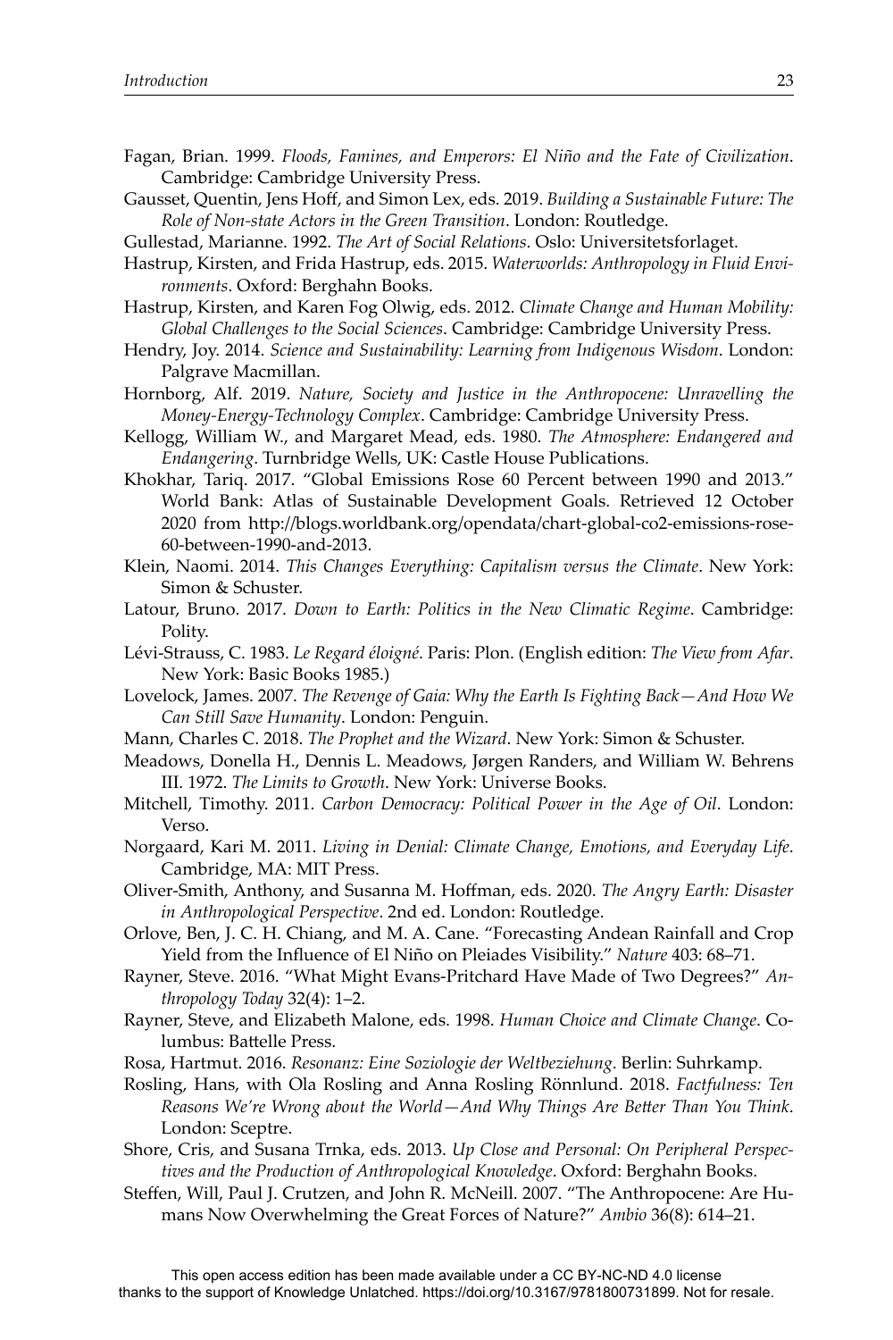Fagan, Brian. 1999. *Floods, Famines, and Emperors: El Niño and the Fate of Civilization*. Cambridge: Cambridge University Press.

Gausset, Quentin, Jens Hoff, and Simon Lex, eds. 2019. *Building a Sustainable Future: The Role of Non-state Actors in the Green Transition*. London: Routledge.

Gullestad, Marianne. 1992. *The Art of Social Relations*. Oslo: Universitetsforlaget.

Hastrup, Kirsten, and Frida Hastrup, eds. 2015. *Waterworlds: Anthropology in Fluid Environments*. Oxford: Berghahn Books.

Hastrup, Kirsten, and Karen Fog Olwig, eds. 2012. *Climate Change and Human Mobility: Global Challenges to the Social Sciences*. Cambridge: Cambridge University Press.

Hendry, Joy. 2014. *Science and Sustainability: Learning from Indigenous Wisdom*. London: Palgrave Macmillan.

Hornborg, Alf. 2019. *Nature, Society and Justice in the Anthropocene: Unravelling the Money-Energy-Technology Complex*. Cambridge: Cambridge University Press.

Kellogg, William W., and Margaret Mead, eds. 1980. *The Atmosphere: Endangered and Endangering*. Turnbridge Wells, UK: Castle House Publications.

Khokhar, Tariq. 2017. "Global Emissions Rose 60 Percent between 1990 and 2013." World Bank: Atlas of Sustainable Development Goals. Retrieved 12 October 2020 from http://blogs.worldbank.org/opendata/chart-global-co2-emissions-rose-60-between-1990-and-2013.

Klein, Naomi. 2014. *This Changes Everything: Capitalism versus the Climate*. New York: Simon & Schuster.

Latour, Bruno. 2017. *Down to Earth: Politics in the New Climatic Regime*. Cambridge: Polity.

Lévi-Strauss, C. 1983. *Le Regard éloigné*. Paris: Plon. (English edition: *The View from Afar*. New York: Basic Books 1985.)

Lovelock, James. 2007. *The Revenge of Gaia: Why the Earth Is Fighting Back—And How We Can Still Save Humanity*. London: Penguin.

Mann, Charles C. 2018. *The Prophet and the Wizard*. New York: Simon & Schuster.

Meadows, Donella H., Dennis L. Meadows, Jørgen Randers, and William W. Behrens III. 1972. *The Limits to Growth*. New York: Universe Books.

Mitchell, Timothy. 2011. *Carbon Democracy: Political Power in the Age of Oil*. London: Verso.

Norgaard, Kari M. 2011. *Living in Denial: Climate Change, Emotions, and Everyday Life*. Cambridge, MA: MIT Press.

Oliver-Smith, Anthony, and Susanna M. Hoffman, eds. 2020. *The Angry Earth: Disaster in Anthropological Perspective*. 2nd ed. London: Routledge.

Orlove, Ben, J. C. H. Chiang, and M. A. Cane. "Forecasting Andean Rainfall and Crop Yield from the Influence of El Niño on Pleiades Visibility." *Nature* 403: 68–71.

Rayner, Steve. 2016. "What Might Evans-Pritchard Have Made of Two Degrees?" *Anthropology Today* 32(4): 1–2.

Rayner, Steve, and Elizabeth Malone, eds. 1998. *Human Choice and Climate Change*. Columbus: Battelle Press.

Rosa, Hartmut. 2016. *Resonanz: Eine Soziologie der Weltbeziehung*. Berlin: Suhrkamp.

Rosling, Hans, with Ola Rosling and Anna Rosling Rönnlund. 2018. *Factfulness: Ten Reasons We're Wrong about the World—And Why Things Are Better Than You Think*. London: Sceptre.

Shore, Cris, and Susana Trnka, eds. 2013. *Up Close and Personal: On Peripheral Perspectives and the Production of Anthropological Knowledge*. Oxford: Berghahn Books.

Steffen, Will, Paul J. Crutzen, and John R. McNeill. 2007. "The Anthropocene: Are Humans Now Overwhelming the Great Forces of Nature?" *Ambio* 36(8): 614–21.

This open access edition has been made available under a CC BY-NC-ND 4.0 license thanks to the support of Knowledge Unlatched. https://doi.org/10.3167/9781800731899. Not for resale.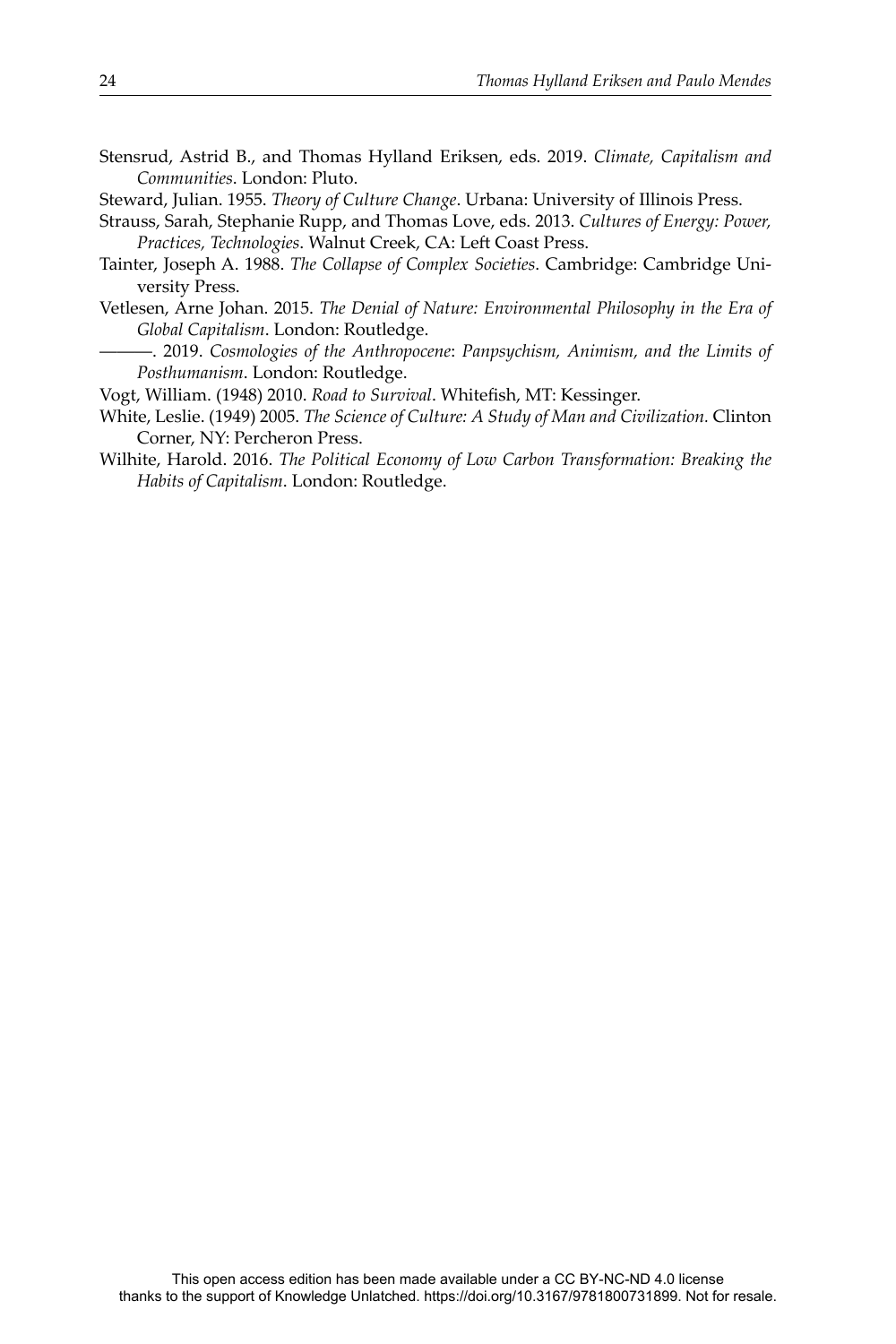Stensrud, Astrid B., and Thomas Hylland Eriksen, eds. 2019. *Climate, Capitalism and Communities*. London: Pluto.

Steward, Julian. 1955. *Theory of Culture Change*. Urbana: University of Illinois Press.

Strauss, Sarah, Stephanie Rupp, and Thomas Love, eds. 2013. *Cultures of Energy: Power, Practices, Technologies*. Walnut Creek, CA: Left Coast Press.

Tainter, Joseph A. 1988. *The Collapse of Complex Societies*. Cambridge: Cambridge University Press.

Vetlesen, Arne Johan. 2015. *The Denial of Nature: Environmental Philosophy in the Era of Global Capitalism*. London: Routledge.

———. 2019. *Cosmologies of the Anthropocene*: *Panpsychism, Animism, and the Limits of Posthumanism*. London: Routledge.

Vogt, William. (1948) 2010. *Road to Survival*. Whitefish, MT: Kessinger.

White, Leslie. (1949) 2005. *The Science of Culture: A Study of Man and Civilization.* Clinton Corner, NY: Percheron Press.

Wilhite, Harold. 2016. *The Political Economy of Low Carbon Transformation: Breaking the Habits of Capitalism*. London: Routledge.

This open access edition has been made available under a CC BY-NC-ND 4.0 license thanks to the support of Knowledge Unlatched. https://doi.org/10.3167/9781800731899. Not for resale.